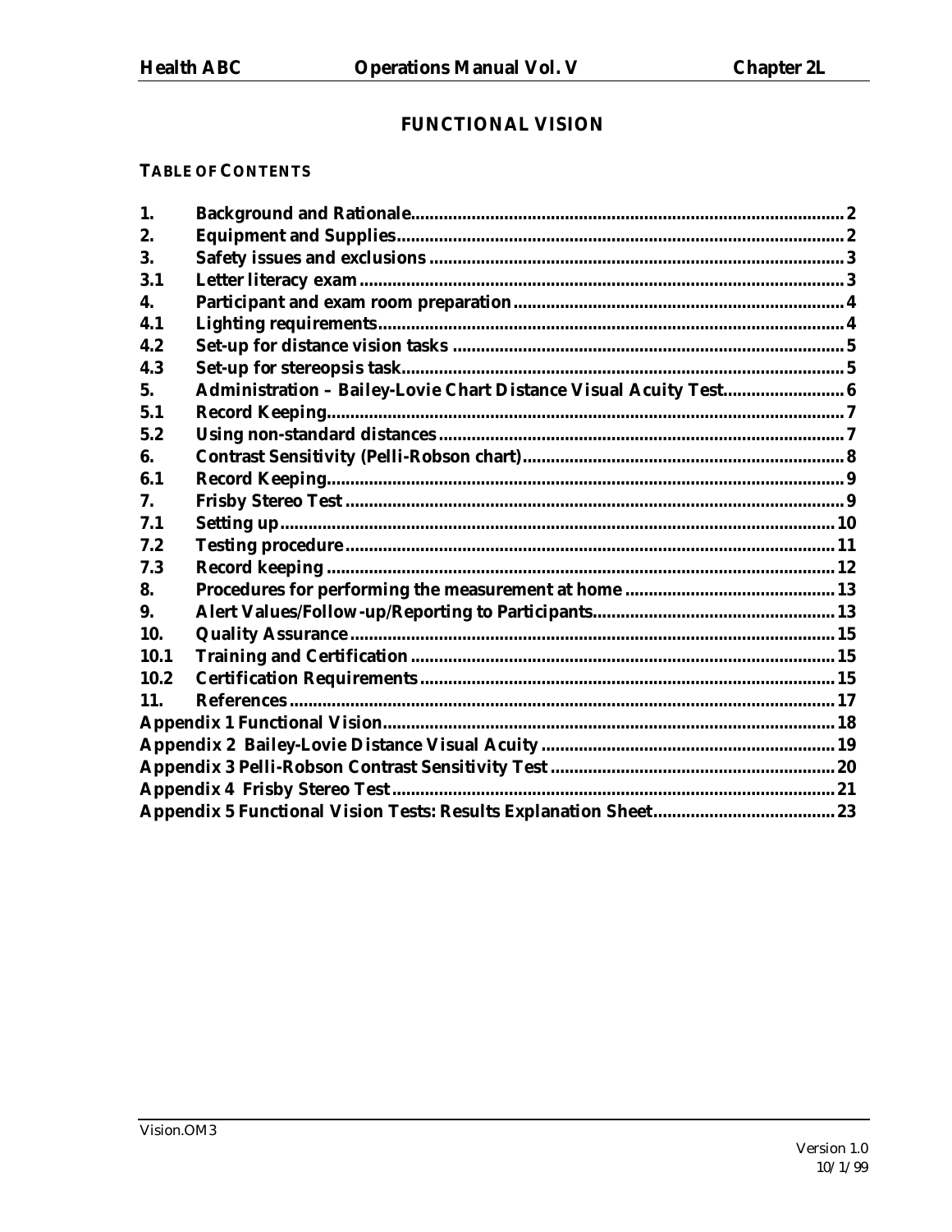# FUNCTIONAL VISION

## TABLE OF CONTENTS

| | | |
|---|---|---|
| 1. | Background and Rationale | 2 |
| 2. | Equipment and Supplies | 2 |
| 3. | Safety issues and exclusions | 3 |
| 3.1 | Letter literacy exam | 3 |
| 4. | Participant and exam room preparation | 4 |
| 4.1 | Lighting requirements | 4 |
| 4.2 | Set-up for distance vision tasks | 5 |
| 4.3 | Set-up for stereopsis task | 5 |
| 5. | Administration – Bailey-Lovie Chart Distance Visual Acuity Test | 6 |
| 5.1 | Record Keeping | 7 |
| 5.2 | Using non-standard distances | 7 |
| 6. | Contrast Sensitivity (Pelli-Robson chart) | 8 |
| 6.1 | Record Keeping | 9 |
| 7. | Frisby Stereo Test | 9 |
| 7.1 | Setting up | 10 |
| 7.2 | Testing procedure | 11 |
| 7.3 | Record keeping | 12 |
| 8. | Procedures for performing the measurement at home | 13 |
| 9. | Alert Values/Follow-up/Reporting to Participants | 13 |
| 10. | Quality Assurance | 15 |
| 10.1 | Training and Certification | 15 |
| 10.2 | Certification Requirements | 15 |
| 11. | References | 17 |
| Appendix 1 Functional Vision | | 18 |
| Appendix 2 Bailey-Lovie Distance Visual Acuity | | 19 |
| Appendix 3 Pelli-Robson Contrast Sensitivity Test | | 20 |
| Appendix 4 Frisby Stereo Test | | 21 |
| Appendix 5 Functional Vision Tests: Results Explanation Sheet | | 23 |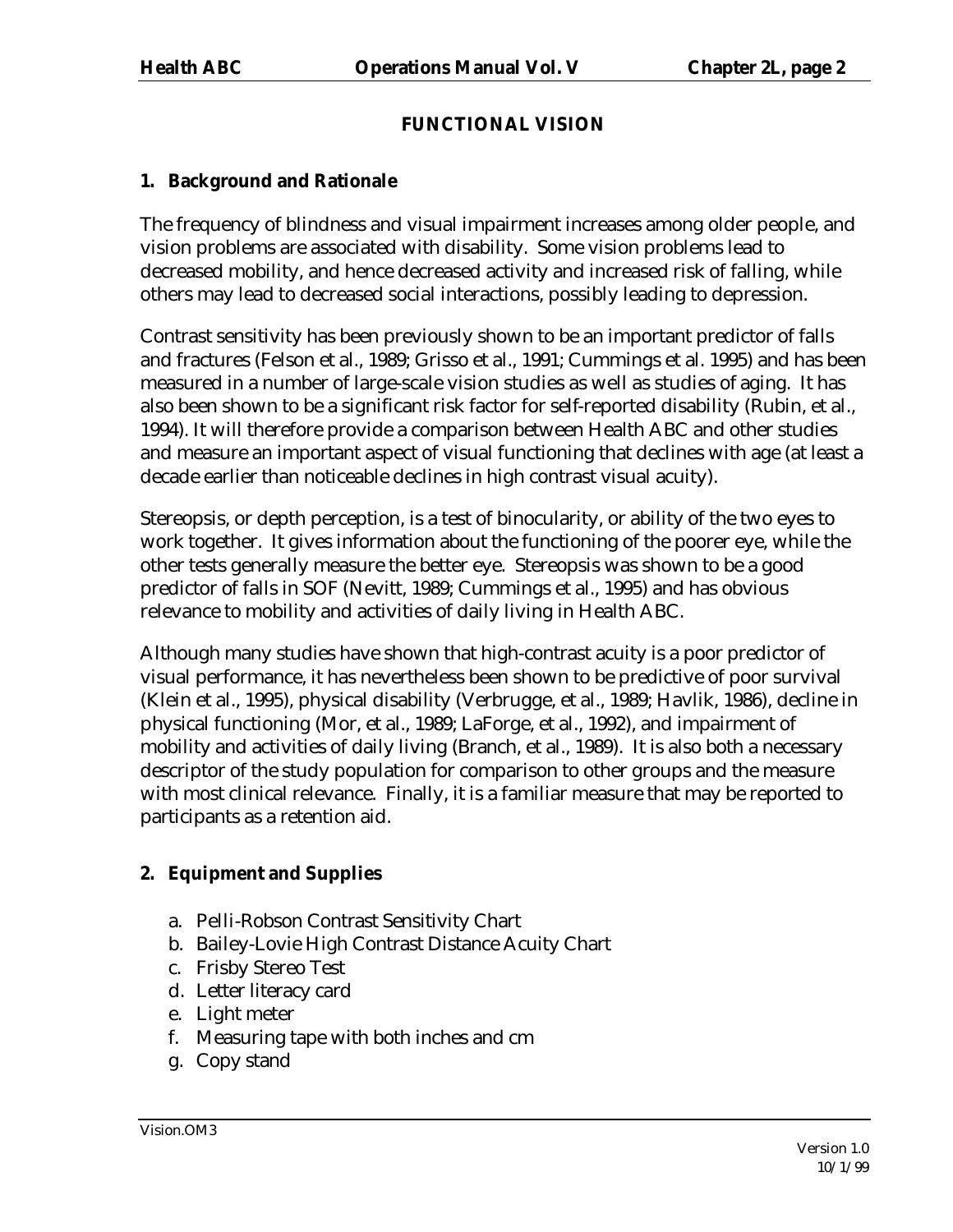# FUNCTIONAL VISION

## 1. Background and Rationale

The frequency of blindness and visual impairment increases among older people, and vision problems are associated with disability. Some vision problems lead to decreased mobility, and hence decreased activity and increased risk of falling, while others may lead to decreased social interactions, possibly leading to depression.

Contrast sensitivity has been previously shown to be an important predictor of falls and fractures (Felson et al., 1989; Grisso et al., 1991; Cummings et al. 1995) and has been measured in a number of large-scale vision studies as well as studies of aging. It has also been shown to be a significant risk factor for self-reported disability (Rubin, et al., 1994). It will therefore provide a comparison between Health ABC and other studies and measure an important aspect of visual functioning that declines with age (at least a decade earlier than noticeable declines in high contrast visual acuity).

Stereopsis, or depth perception, is a test of binocularity, or ability of the two eyes to work together. It gives information about the functioning of the poorer eye, while the other tests generally measure the better eye. Stereopsis was shown to be a good predictor of falls in SOF (Nevitt, 1989; Cummings et al., 1995) and has obvious relevance to mobility and activities of daily living in Health ABC.

Although many studies have shown that high-contrast acuity is a poor predictor of visual performance, it has nevertheless been shown to be predictive of poor survival (Klein et al., 1995), physical disability (Verbrugge, et al., 1989; Havlik, 1986), decline in physical functioning (Mor, et al., 1989; LaForge, et al., 1992), and impairment of mobility and activities of daily living (Branch, et al., 1989). It is also both a necessary descriptor of the study population for comparison to other groups and the measure with most clinical relevance. Finally, it is a familiar measure that may be reported to participants as a retention aid.

## 2. Equipment and Supplies

a. Pelli-Robson Contrast Sensitivity Chart
b. Bailey-Lovie High Contrast Distance Acuity Chart
c. Frisby Stereo Test
d. Letter literacy card
e. Light meter
f. Measuring tape with both inches and cm
g. Copy stand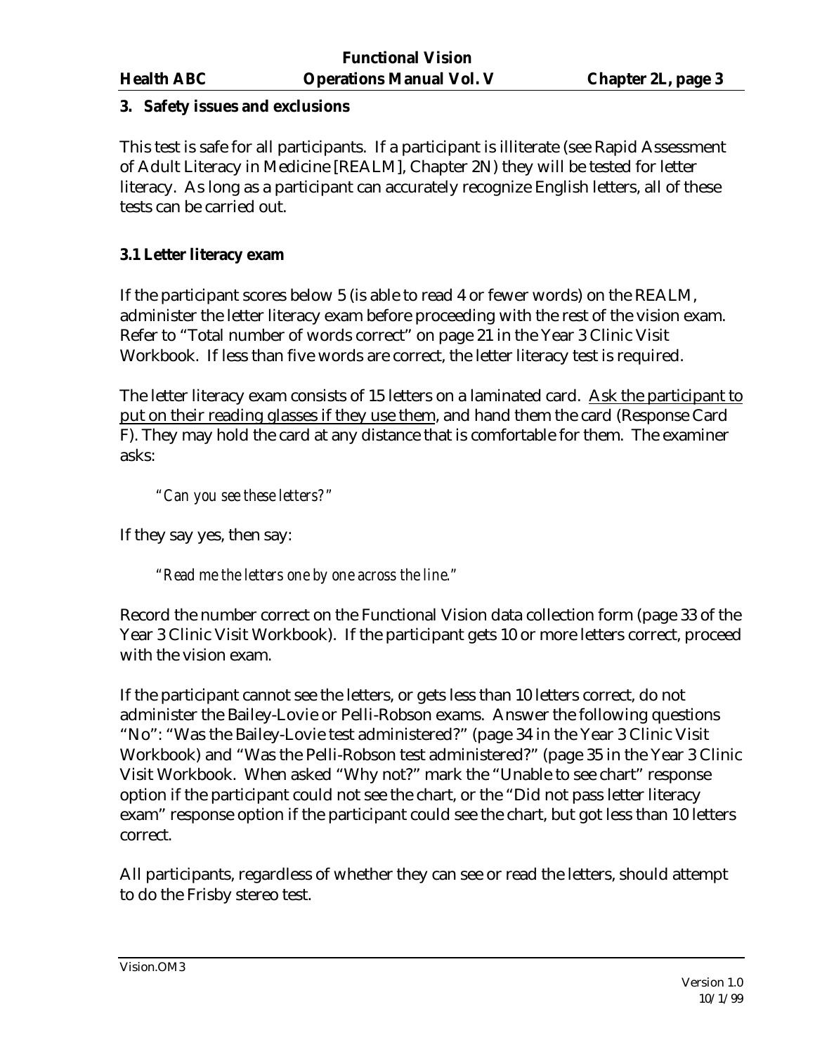## 3. Safety issues and exclusions

This test is safe for all participants. If a participant is illiterate (see Rapid Assessment of Adult Literacy in Medicine [REALM], Chapter 2N) they will be tested for letter literacy. As long as a participant can accurately recognize English letters, all of these tests can be carried out.

### 3.1 Letter literacy exam

If the participant scores below 5 (is able to read 4 or fewer words) on the REALM, administer the letter literacy exam before proceeding with the rest of the vision exam. Refer to "Total number of words correct" on page 21 in the Year 3 Clinic Visit Workbook. If less than five words are correct, the letter literacy test is required.

The letter literacy exam consists of 15 letters on a laminated card. <u>Ask the participant to put on their reading glasses if they use them</u>, and hand them the card (Response Card F). They may hold the card at any distance that is comfortable for them. The examiner asks:

> *"Can you see these letters?"*

If they say yes, then say:

> *"Read me the letters one by one across the line."*

Record the number correct on the Functional Vision data collection form (page 33 of the Year 3 Clinic Visit Workbook). If the participant gets 10 or more letters correct, proceed with the vision exam.

If the participant cannot see the letters, or gets less than 10 letters correct, do not administer the Bailey-Lovie or Pelli-Robson exams. Answer the following questions "No": "Was the Bailey-Lovie test administered?" (page 34 in the Year 3 Clinic Visit Workbook) and "Was the Pelli-Robson test administered?" (page 35 in the Year 3 Clinic Visit Workbook. When asked "Why not?" mark the "Unable to see chart" response option if the participant could not see the chart, or the "Did not pass letter literacy exam" response option if the participant could see the chart, but got less than 10 letters correct.

All participants, regardless of whether they can see or read the letters, should attempt to do the Frisby stereo test.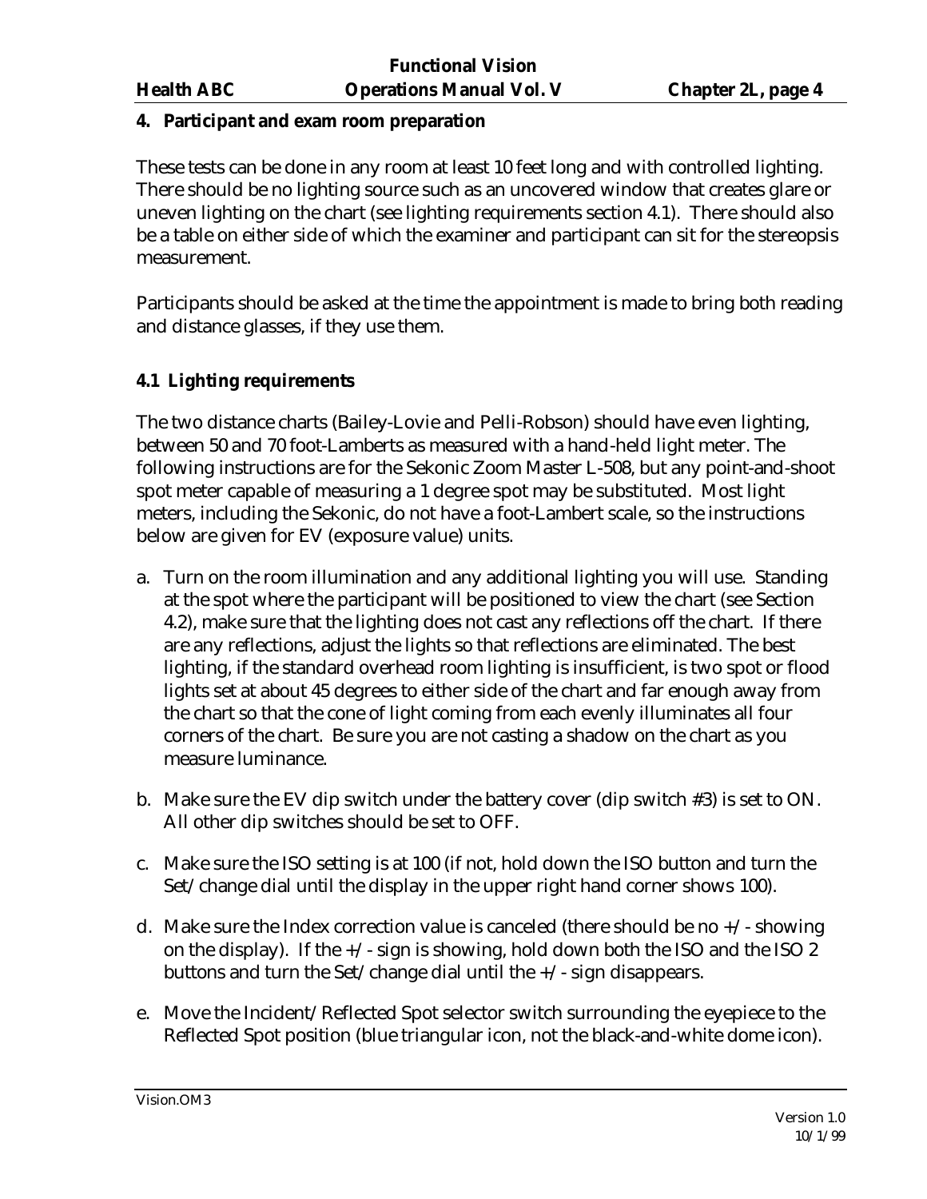## 4. Participant and exam room preparation

These tests can be done in any room at least 10 feet long and with controlled lighting. There should be no lighting source such as an uncovered window that creates glare or uneven lighting on the chart (see lighting requirements section 4.1). There should also be a table on either side of which the examiner and participant can sit for the stereopsis measurement.

Participants should be asked at the time the appointment is made to bring both reading and distance glasses, if they use them.

### 4.1 Lighting requirements

The two distance charts (Bailey-Lovie and Pelli-Robson) should have even lighting, between 50 and 70 foot-Lamberts as measured with a hand-held light meter. The following instructions are for the Sekonic Zoom Master L-508, but any point-and-shoot spot meter capable of measuring a 1 degree spot may be substituted. Most light meters, including the Sekonic, do not have a foot-Lambert scale, so the instructions below are given for EV (exposure value) units.

a. Turn on the room illumination and any additional lighting you will use. Standing at the spot where the participant will be positioned to view the chart (see Section 4.2), make sure that the lighting does not cast any reflections off the chart. If there are any reflections, adjust the lights so that reflections are eliminated. The best lighting, if the standard overhead room lighting is insufficient, is two spot or flood lights set at about 45 degrees to either side of the chart and far enough away from the chart so that the cone of light coming from each evenly illuminates all four corners of the chart. Be sure you are not casting a shadow on the chart as you measure luminance.

b. Make sure the EV dip switch under the battery cover (dip switch #3) is set to ON. All other dip switches should be set to OFF.

c. Make sure the ISO setting is at 100 (if not, hold down the ISO button and turn the Set/change dial until the display in the upper right hand corner shows 100).

d. Make sure the Index correction value is canceled (there should be no +/- showing on the display). If the +/- sign is showing, hold down both the ISO and the ISO 2 buttons and turn the Set/change dial until the +/- sign disappears.

e. Move the Incident/Reflected Spot selector switch surrounding the eyepiece to the Reflected Spot position (blue triangular icon, not the black-and-white dome icon).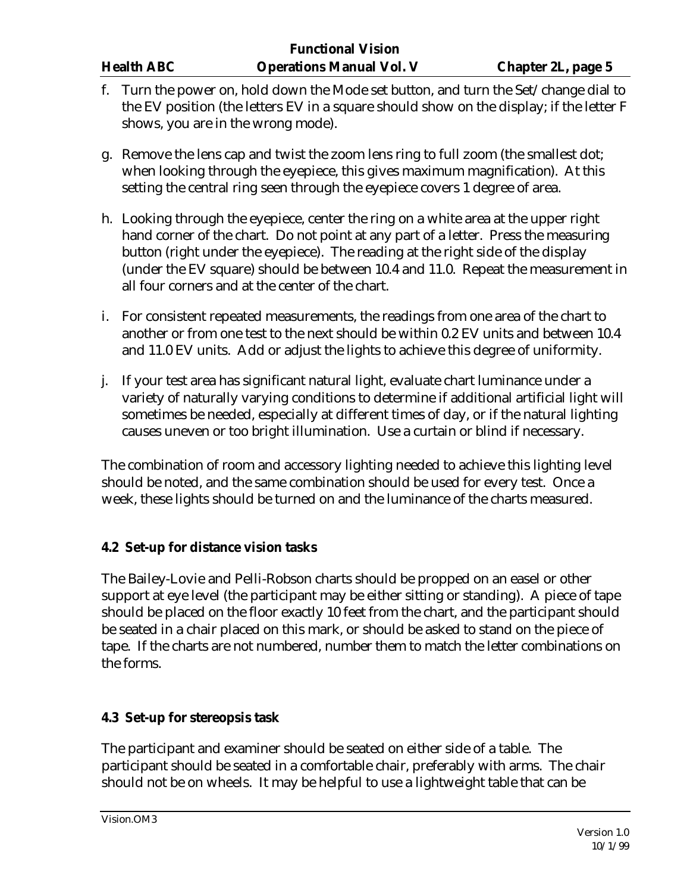f. Turn the power on, hold down the Mode set button, and turn the Set/change dial to the EV position (the letters EV in a square should show on the display; if the letter F shows, you are in the wrong mode).

g. Remove the lens cap and twist the zoom lens ring to full zoom (the smallest dot; when looking through the eyepiece, this gives maximum magnification). At this setting the central ring seen through the eyepiece covers 1 degree of area.

h. Looking through the eyepiece, center the ring on a white area at the upper right hand corner of the chart. Do not point at any part of a letter. Press the measuring button (right under the eyepiece). The reading at the right side of the display (under the EV square) should be between 10.4 and 11.0. Repeat the measurement in all four corners and at the center of the chart.

i. For consistent repeated measurements, the readings from one area of the chart to another or from one test to the next should be within 0.2 EV units and between 10.4 and 11.0 EV units. Add or adjust the lights to achieve this degree of uniformity.

j. If your test area has significant natural light, evaluate chart luminance under a variety of naturally varying conditions to determine if additional artificial light will sometimes be needed, especially at different times of day, or if the natural lighting causes uneven or too bright illumination. Use a curtain or blind if necessary.

The combination of room and accessory lighting needed to achieve this lighting level should be noted, and the same combination should be used for every test. Once a week, these lights should be turned on and the luminance of the charts measured.

### 4.2 Set-up for distance vision tasks

The Bailey-Lovie and Pelli-Robson charts should be propped on an easel or other support at eye level (the participant may be either sitting or standing). A piece of tape should be placed on the floor exactly 10 feet from the chart, and the participant should be seated in a chair placed on this mark, or should be asked to stand on the piece of tape. If the charts are not numbered, number them to match the letter combinations on the forms.

### 4.3 Set-up for stereopsis task

The participant and examiner should be seated on either side of a table. The participant should be seated in a comfortable chair, preferably with arms. The chair should not be on wheels. It may be helpful to use a lightweight table that can be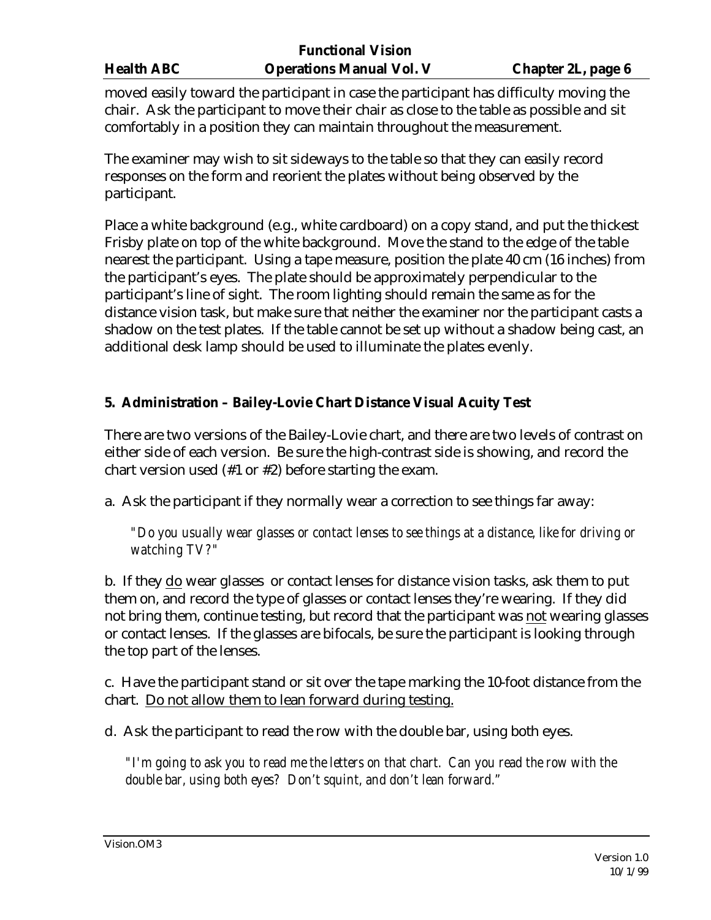moved easily toward the participant in case the participant has difficulty moving the chair. Ask the participant to move their chair as close to the table as possible and sit comfortably in a position they can maintain throughout the measurement.

The examiner may wish to sit sideways to the table so that they can easily record responses on the form and reorient the plates without being observed by the participant.

Place a white background (e.g., white cardboard) on a copy stand, and put the thickest Frisby plate on top of the white background. Move the stand to the edge of the table nearest the participant. Using a tape measure, position the plate 40 cm (16 inches) from the participant's eyes. The plate should be approximately perpendicular to the participant's line of sight. The room lighting should remain the same as for the distance vision task, but make sure that neither the examiner nor the participant casts a shadow on the test plates. If the table cannot be set up without a shadow being cast, an additional desk lamp should be used to illuminate the plates evenly.

### 5. Administration – Bailey-Lovie Chart Distance Visual Acuity Test

There are two versions of the Bailey-Lovie chart, and there are two levels of contrast on either side of each version. Be sure the high-contrast side is showing, and record the chart version used (#1 or #2) before starting the exam.

a. Ask the participant if they normally wear a correction to see things far away:

> *"Do you usually wear glasses or contact lenses to see things at a distance, like for driving or watching TV?"*

b. If they <u>do</u> wear glasses or contact lenses for distance vision tasks, ask them to put them on, and record the type of glasses or contact lenses they're wearing. If they did not bring them, continue testing, but record that the participant was <u>not</u> wearing glasses or contact lenses. If the glasses are bifocals, be sure the participant is looking through the top part of the lenses.

c. Have the participant stand or sit over the tape marking the 10-foot distance from the chart. <u>Do not allow them to lean forward during testing.</u>

d. Ask the participant to read the row with the double bar, using both eyes.

> *"I'm going to ask you to read me the letters on that chart. Can you read the row with the double bar, using both eyes? Don't squint, and don't lean forward."*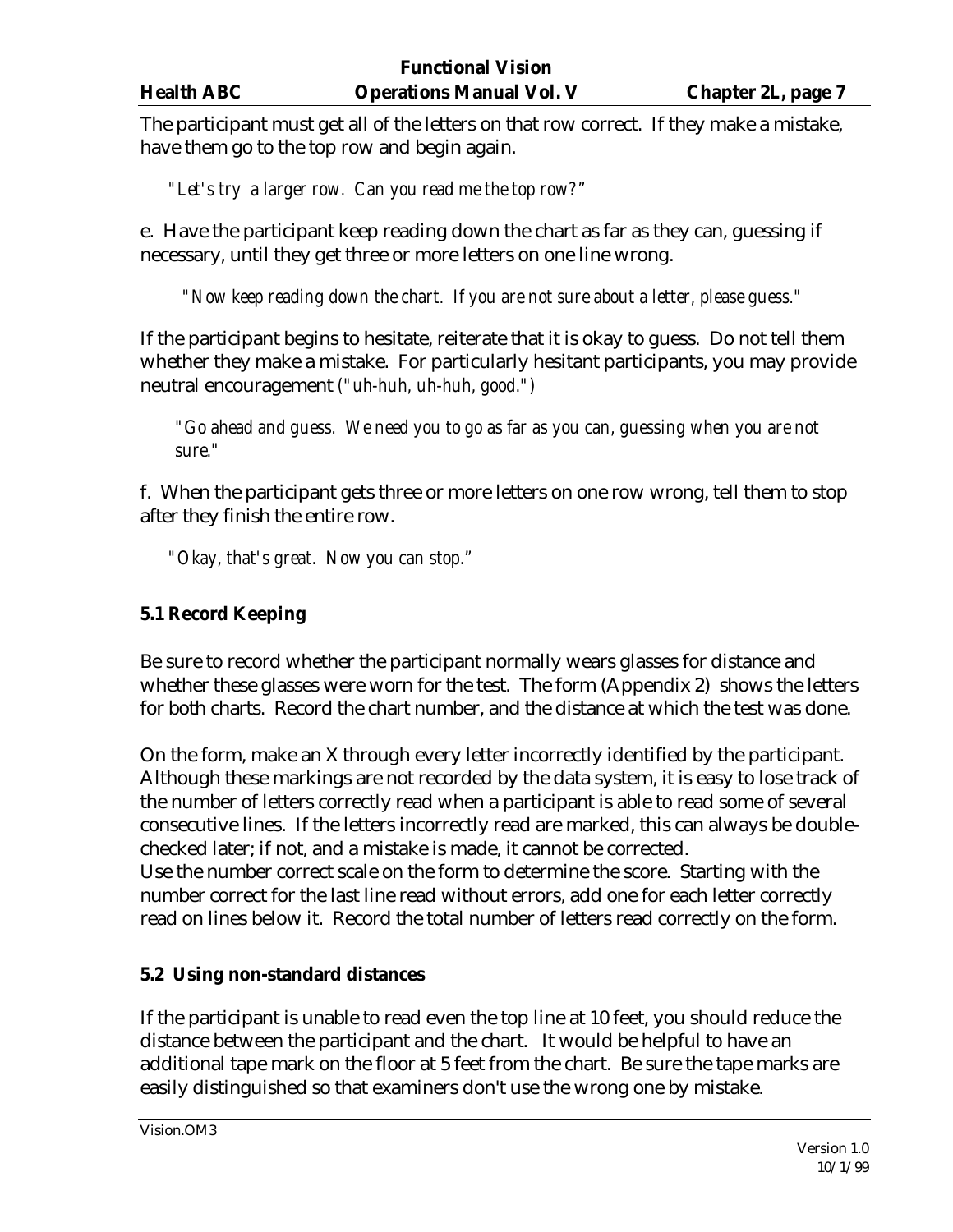The participant must get all of the letters on that row correct. If they make a mistake, have them go to the top row and begin again.

*"Let's try a larger row. Can you read me the top row?"*

e. Have the participant keep reading down the chart as far as they can, guessing if necessary, until they get three or more letters on one line wrong.

*"Now keep reading down the chart. If you are not sure about a letter, please guess."*

If the participant begins to hesitate, reiterate that it is okay to guess. Do not tell them whether they make a mistake. For particularly hesitant participants, you may provide neutral encouragement *("uh-huh, uh-huh, good.")*

*"Go ahead and guess. We need you to go as far as you can, guessing when you are not sure."*

f. When the participant gets three or more letters on one row wrong, tell them to stop after they finish the entire row.

*"Okay, that's great. Now you can stop."*

### 5.1 Record Keeping

Be sure to record whether the participant normally wears glasses for distance and whether these glasses were worn for the test. The form (Appendix 2) shows the letters for both charts. Record the chart number, and the distance at which the test was done.

On the form, make an X through every letter incorrectly identified by the participant. Although these markings are not recorded by the data system, it is easy to lose track of the number of letters correctly read when a participant is able to read some of several consecutive lines. If the letters incorrectly read are marked, this can always be double-checked later; if not, and a mistake is made, it cannot be corrected.
Use the number correct scale on the form to determine the score. Starting with the number correct for the last line read without errors, add one for each letter correctly read on lines below it. Record the total number of letters read correctly on the form.

### 5.2 Using non-standard distances

If the participant is unable to read even the top line at 10 feet, you should reduce the distance between the participant and the chart. It would be helpful to have an additional tape mark on the floor at 5 feet from the chart. Be sure the tape marks are easily distinguished so that examiners don't use the wrong one by mistake.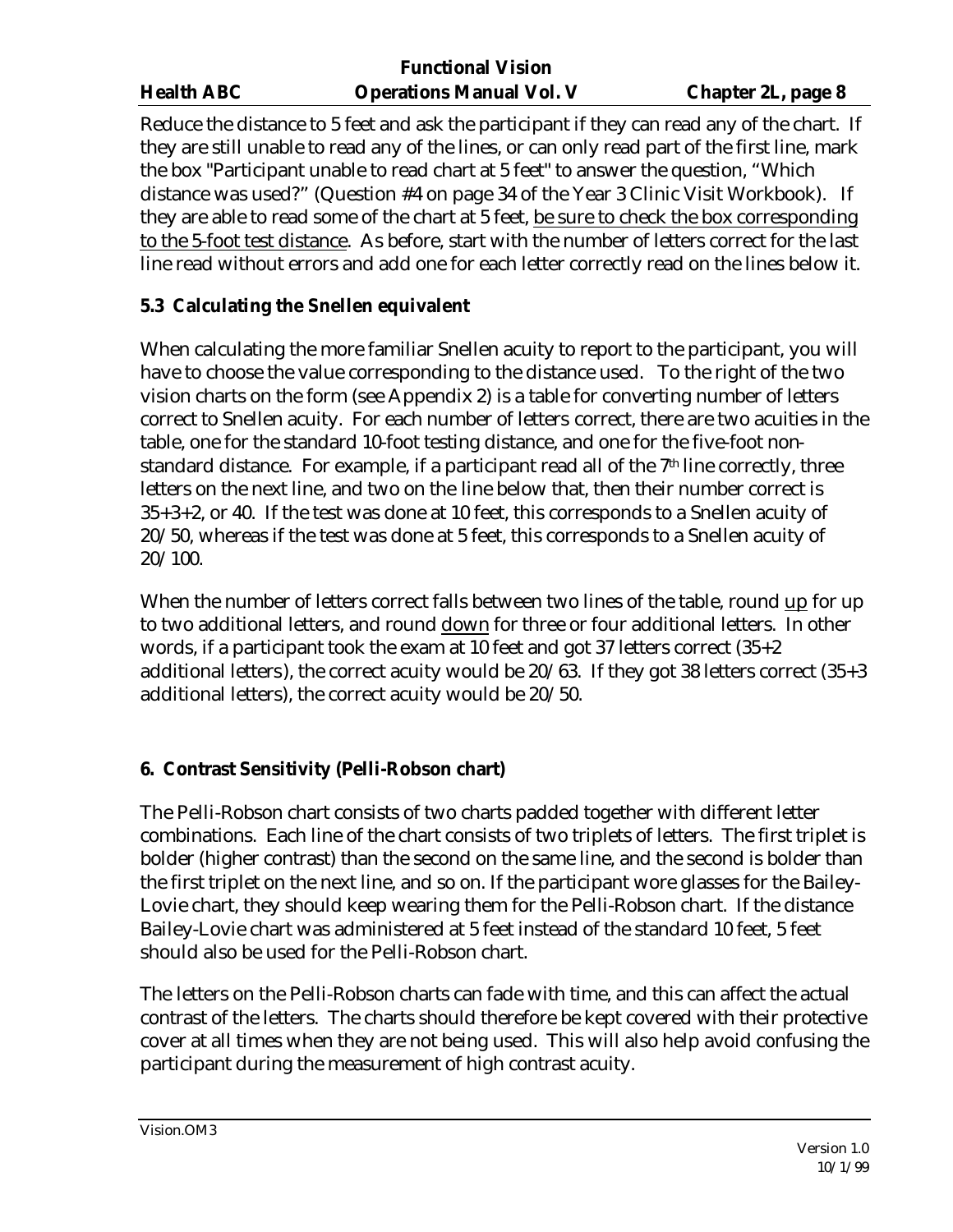Reduce the distance to 5 feet and ask the participant if they can read any of the chart. If they are still unable to read any of the lines, or can only read part of the first line, mark the box "Participant unable to read chart at 5 feet" to answer the question, “Which distance was used?” (Question #4 on page 34 of the Year 3 Clinic Visit Workbook). If they are able to read some of the chart at 5 feet, be sure to check the box corresponding to the 5-foot test distance. As before, start with the number of letters correct for the last line read without errors and add one for each letter correctly read on the lines below it.

### 5.3 Calculating the Snellen equivalent

When calculating the more familiar Snellen acuity to report to the participant, you will have to choose the value corresponding to the distance used. To the right of the two vision charts on the form (see Appendix 2) is a table for converting number of letters correct to Snellen acuity. For each number of letters correct, there are two acuities in the table, one for the standard 10-foot testing distance, and one for the five-foot non-standard distance. For example, if a participant read all of the 7th line correctly, three letters on the next line, and two on the line below that, then their number correct is 35+3+2, or 40. If the test was done at 10 feet, this corresponds to a Snellen acuity of 20/50, whereas if the test was done at 5 feet, this corresponds to a Snellen acuity of 20/100.

When the number of letters correct falls between two lines of the table, round up for up to two additional letters, and round down for three or four additional letters. In other words, if a participant took the exam at 10 feet and got 37 letters correct (35+2 additional letters), the correct acuity would be 20/63. If they got 38 letters correct (35+3 additional letters), the correct acuity would be 20/50.

## 6. Contrast Sensitivity (Pelli-Robson chart)

The Pelli-Robson chart consists of two charts padded together with different letter combinations. Each line of the chart consists of two triplets of letters. The first triplet is bolder (higher contrast) than the second on the same line, and the second is bolder than the first triplet on the next line, and so on. If the participant wore glasses for the Bailey-Lovie chart, they should keep wearing them for the Pelli-Robson chart. If the distance Bailey-Lovie chart was administered at 5 feet instead of the standard 10 feet, 5 feet should also be used for the Pelli-Robson chart.

The letters on the Pelli-Robson charts can fade with time, and this can affect the actual contrast of the letters. The charts should therefore be kept covered with their protective cover at all times when they are not being used. This will also help avoid confusing the participant during the measurement of high contrast acuity.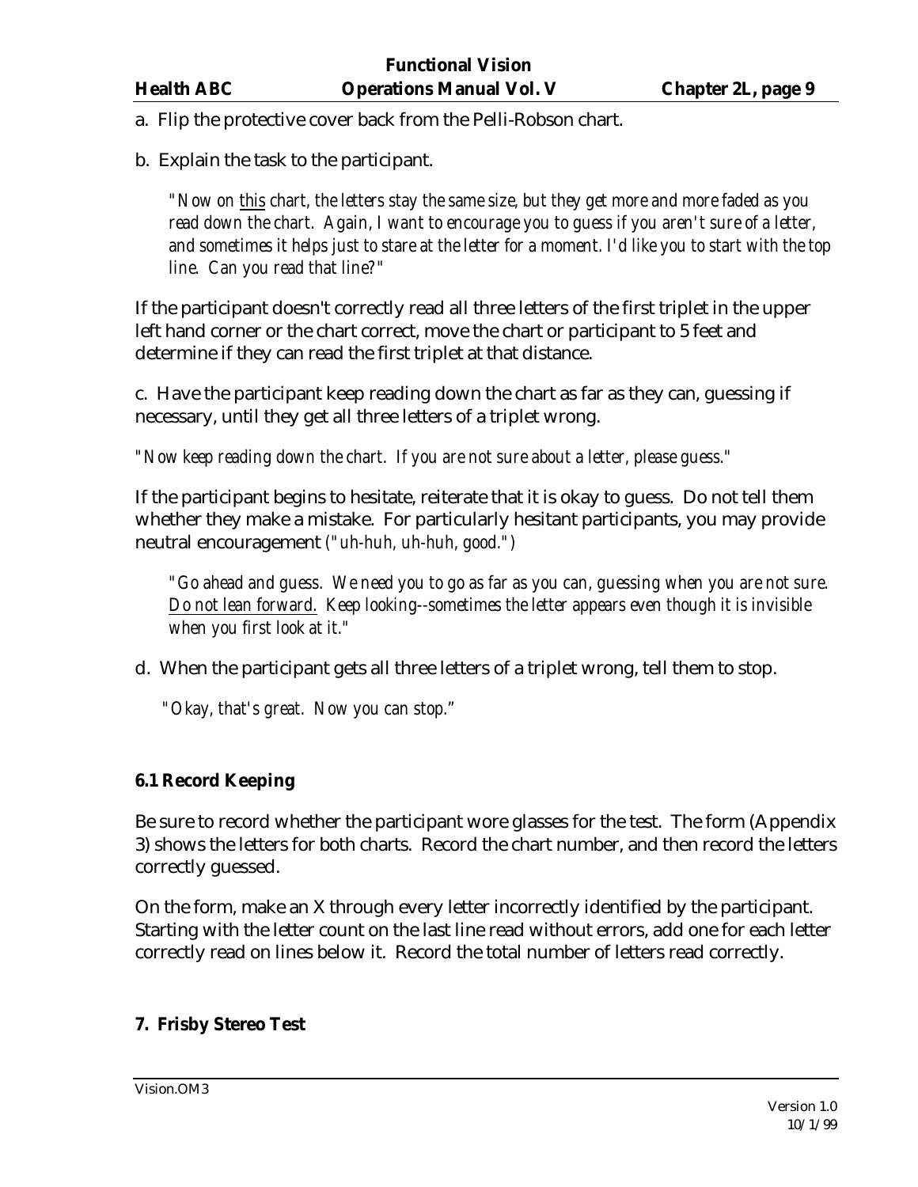a. Flip the protective cover back from the Pelli-Robson chart.

b. Explain the task to the participant.

> *"Now on <u>this</u> chart, the letters stay the same size, but they get more and more faded as you read down the chart. Again, I want to encourage you to guess if you aren't sure of a letter, and sometimes it helps just to stare at the letter for a moment. I'd like you to start with the top line. Can you read that line?"*

If the participant doesn't correctly read all three letters of the first triplet in the upper left hand corner or the chart correct, move the chart or participant to 5 feet and determine if they can read the first triplet at that distance.

c. Have the participant keep reading down the chart as far as they can, guessing if necessary, until they get all three letters of a triplet wrong.

*"Now keep reading down the chart. If you are not sure about a letter, please guess."*

If the participant begins to hesitate, reiterate that it is okay to guess. Do not tell them whether they make a mistake. For particularly hesitant participants, you may provide neutral encouragement *("uh-huh, uh-huh, good.")*

> *"Go ahead and guess. We need you to go as far as you can, guessing when you are not sure. <u>Do not lean forward.</u> Keep looking--sometimes the letter appears even though it is invisible when you first look at it."*

d. When the participant gets all three letters of a triplet wrong, tell them to stop.

> *"Okay, that's great. Now you can stop."*

**6.1 Record Keeping**

Be sure to record whether the participant wore glasses for the test. The form (Appendix 3) shows the letters for both charts. Record the chart number, and then record the letters correctly guessed.

On the form, make an X through every letter incorrectly identified by the participant. Starting with the letter count on the last line read without errors, add one for each letter correctly read on lines below it. Record the total number of letters read correctly.

**7. Frisby Stereo Test**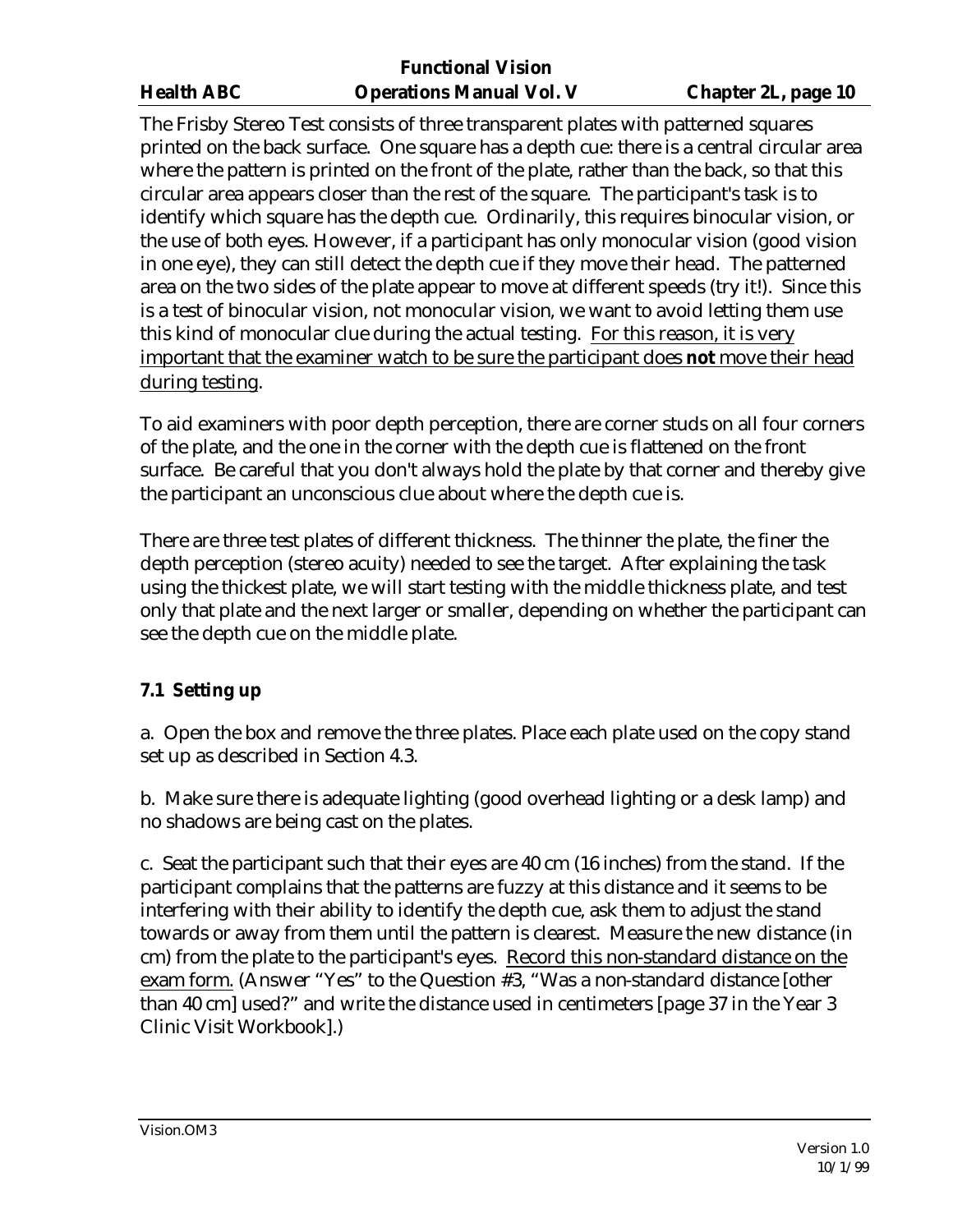The Frisby Stereo Test consists of three transparent plates with patterned squares printed on the back surface. One square has a depth cue: there is a central circular area where the pattern is printed on the front of the plate, rather than the back, so that this circular area appears closer than the rest of the square. The participant's task is to identify which square has the depth cue. Ordinarily, this requires binocular vision, or the use of both eyes. However, if a participant has only monocular vision (good vision in one eye), they can still detect the depth cue if they move their head. The patterned area on the two sides of the plate appear to move at different speeds (try it!). Since this is a test of binocular vision, not monocular vision, we want to avoid letting them use this kind of monocular clue during the actual testing. <u>For this reason, it is very important that the examiner watch to be sure the participant does **not** move their head during testing</u>.

To aid examiners with poor depth perception, there are corner studs on all four corners of the plate, and the one in the corner with the depth cue is flattened on the front surface. Be careful that you don't always hold the plate by that corner and thereby give the participant an unconscious clue about where the depth cue is.

There are three test plates of different thickness. The thinner the plate, the finer the depth perception (stereo acuity) needed to see the target. After explaining the task using the thickest plate, we will start testing with the middle thickness plate, and test only that plate and the next larger or smaller, depending on whether the participant can see the depth cue on the middle plate.

### 7.1 Setting up

a. Open the box and remove the three plates. Place each plate used on the copy stand set up as described in Section 4.3.

b. Make sure there is adequate lighting (good overhead lighting or a desk lamp) and no shadows are being cast on the plates.

c. Seat the participant such that their eyes are 40 cm (16 inches) from the stand. If the participant complains that the patterns are fuzzy at this distance and it seems to be interfering with their ability to identify the depth cue, ask them to adjust the stand towards or away from them until the pattern is clearest. Measure the new distance (in cm) from the plate to the participant's eyes. <u>Record this non-standard distance on the exam form.</u> (Answer "Yes" to the Question #3, "Was a non-standard distance [other than 40 cm] used?" and write the distance used in centimeters [page 37 in the Year 3 Clinic Visit Workbook].)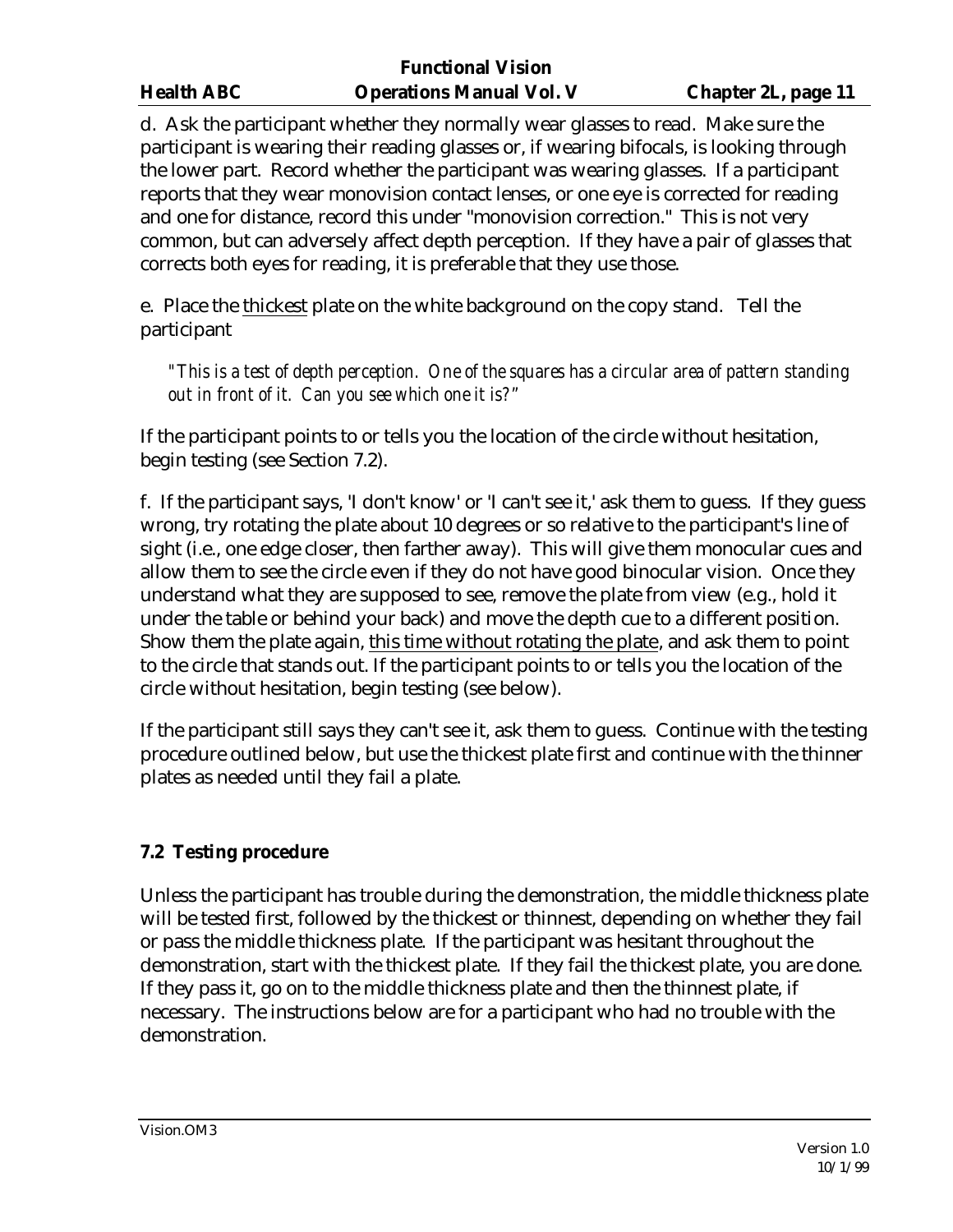d. Ask the participant whether they normally wear glasses to read. Make sure the participant is wearing their reading glasses or, if wearing bifocals, is looking through the lower part. Record whether the participant was wearing glasses. If a participant reports that they wear monovision contact lenses, or one eye is corrected for reading and one for distance, record this under "monovision correction." This is not very common, but can adversely affect depth perception. If they have a pair of glasses that corrects both eyes for reading, it is preferable that they use those.

e. Place the <u>thickest</u> plate on the white background on the copy stand. Tell the participant

> *"This is a test of depth perception. One of the squares has a circular area of pattern standing out in front of it. Can you see which one it is?"*

If the participant points to or tells you the location of the circle without hesitation, begin testing (see Section 7.2).

f. If the participant says, 'I don't know' or 'I can't see it,' ask them to guess. If they guess wrong, try rotating the plate about 10 degrees or so relative to the participant's line of sight (i.e., one edge closer, then farther away). This will give them monocular cues and allow them to see the circle even if they do not have good binocular vision. Once they understand what they are supposed to see, remove the plate from view (e.g., hold it under the table or behind your back) and move the depth cue to a different position. Show them the plate again, <u>this time without rotating the plate</u>, and ask them to point to the circle that stands out. If the participant points to or tells you the location of the circle without hesitation, begin testing (see below).

If the participant still says they can't see it, ask them to guess. Continue with the testing procedure outlined below, but use the thickest plate first and continue with the thinner plates as needed until they fail a plate.

### 7.2 Testing procedure

Unless the participant has trouble during the demonstration, the middle thickness plate will be tested first, followed by the thickest or thinnest, depending on whether they fail or pass the middle thickness plate. If the participant was hesitant throughout the demonstration, start with the thickest plate. If they fail the thickest plate, you are done. If they pass it, go on to the middle thickness plate and then the thinnest plate, if necessary. The instructions below are for a participant who had no trouble with the demonstration.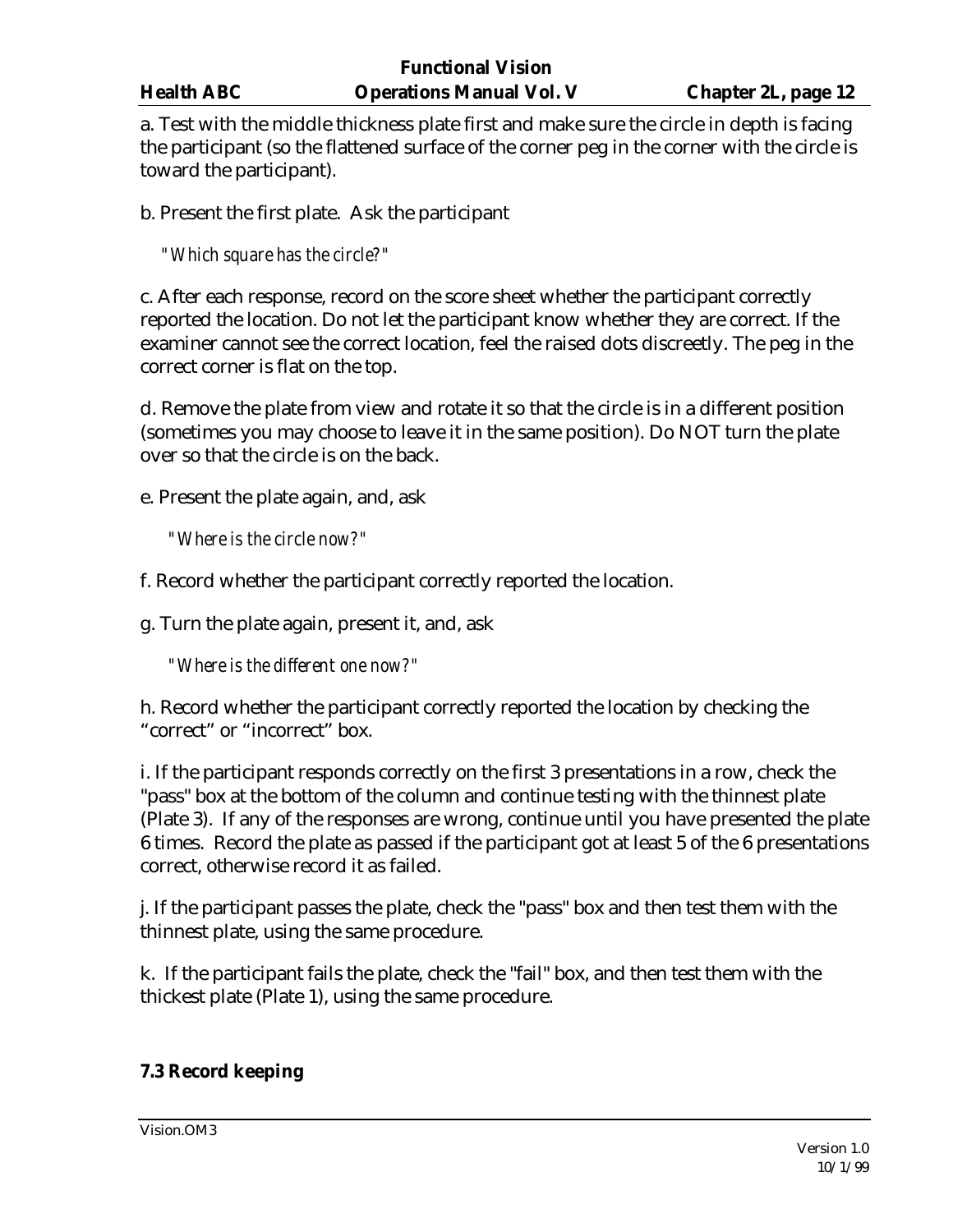a. Test with the middle thickness plate first and make sure the circle in depth is facing the participant (so the flattened surface of the corner peg in the corner with the circle is toward the participant).

b. Present the first plate. Ask the participant

*"Which square has the circle?"*

c. After each response, record on the score sheet whether the participant correctly reported the location. Do not let the participant know whether they are correct. If the examiner cannot see the correct location, feel the raised dots discreetly. The peg in the correct corner is flat on the top.

d. Remove the plate from view and rotate it so that the circle is in a different position (sometimes you may choose to leave it in the same position). Do NOT turn the plate over so that the circle is on the back.

e. Present the plate again, and, ask

*"Where is the circle now?"*

f. Record whether the participant correctly reported the location.

g. Turn the plate again, present it, and, ask

*"Where is the different one now?"*

h. Record whether the participant correctly reported the location by checking the "correct" or "incorrect" box.

i. If the participant responds correctly on the first 3 presentations in a row, check the "pass" box at the bottom of the column and continue testing with the thinnest plate (Plate 3). If any of the responses are wrong, continue until you have presented the plate 6 times. Record the plate as passed if the participant got at least 5 of the 6 presentations correct, otherwise record it as failed.

j. If the participant passes the plate, check the "pass" box and then test them with the thinnest plate, using the same procedure.

k. If the participant fails the plate, check the "fail" box, and then test them with the thickest plate (Plate 1), using the same procedure.

### 7.3 Record keeping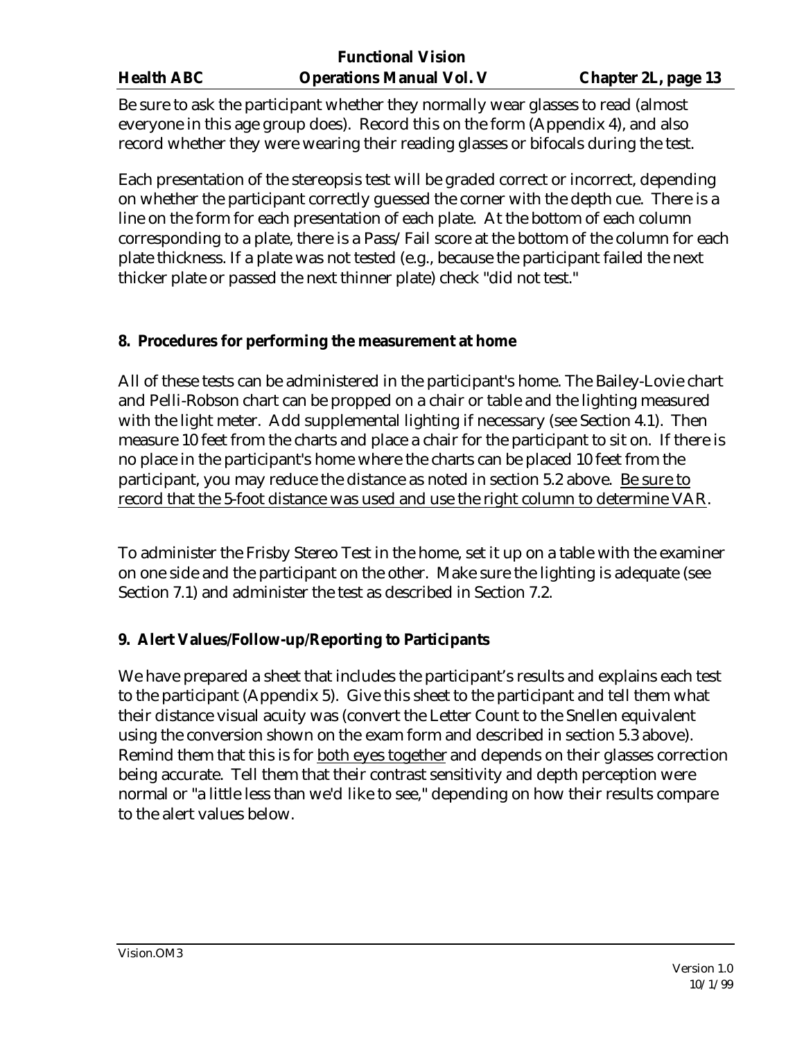Be sure to ask the participant whether they normally wear glasses to read (almost everyone in this age group does). Record this on the form (Appendix 4), and also record whether they were wearing their reading glasses or bifocals during the test.

Each presentation of the stereopsis test will be graded correct or incorrect, depending on whether the participant correctly guessed the corner with the depth cue. There is a line on the form for each presentation of each plate. At the bottom of each column corresponding to a plate, there is a Pass/Fail score at the bottom of the column for each plate thickness. If a plate was not tested (e.g., because the participant failed the next thicker plate or passed the next thinner plate) check "did not test."

## 8. Procedures for performing the measurement at home

All of these tests can be administered in the participant's home. The Bailey-Lovie chart and Pelli-Robson chart can be propped on a chair or table and the lighting measured with the light meter. Add supplemental lighting if necessary (see Section 4.1). Then measure 10 feet from the charts and place a chair for the participant to sit on. If there is no place in the participant's home where the charts can be placed 10 feet from the participant, you may reduce the distance as noted in section 5.2 above. <u>Be sure to record that the 5-foot distance was used and use the right column to determine VAR</u>.

To administer the Frisby Stereo Test in the home, set it up on a table with the examiner on one side and the participant on the other. Make sure the lighting is adequate (see Section 7.1) and administer the test as described in Section 7.2.

## 9. Alert Values/Follow-up/Reporting to Participants

We have prepared a sheet that includes the participant's results and explains each test to the participant (Appendix 5). Give this sheet to the participant and tell them what their distance visual acuity was (convert the Letter Count to the Snellen equivalent using the conversion shown on the exam form and described in section 5.3 above). Remind them that this is for <u>both eyes together</u> and depends on their glasses correction being accurate. Tell them that their contrast sensitivity and depth perception were normal or "a little less than we'd like to see," depending on how their results compare to the alert values below.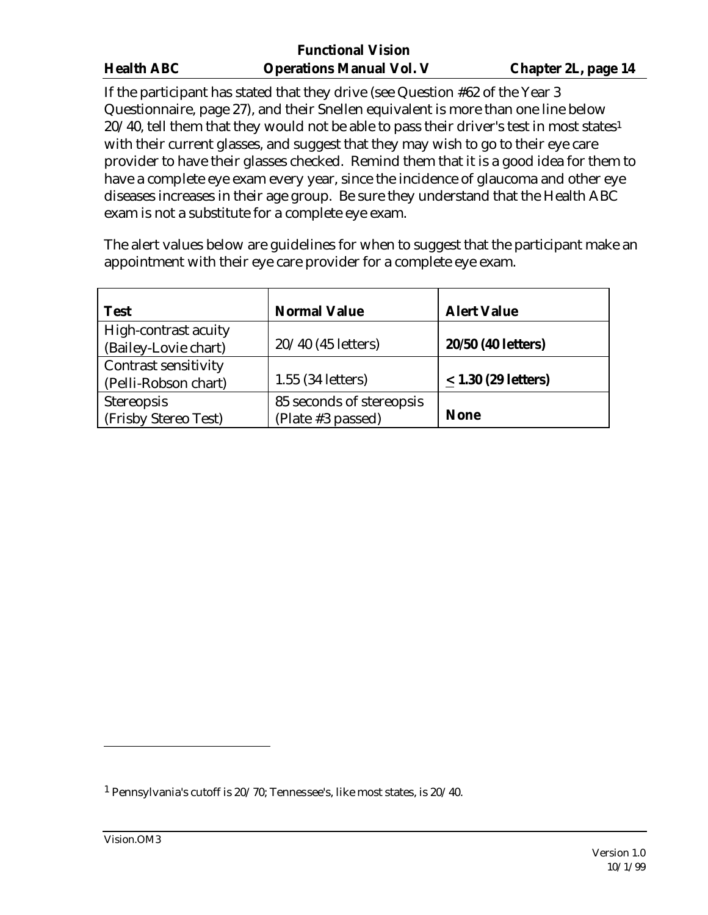If the participant has stated that they drive (see Question #62 of the Year 3 Questionnaire, page 27), and their Snellen equivalent is more than one line below 20/40, tell them that they would not be able to pass their driver's test in most states[1] with their current glasses, and suggest that they may wish to go to their eye care provider to have their glasses checked. Remind them that it is a good idea for them to have a complete eye exam every year, since the incidence of glaucoma and other eye diseases increases in their age group. Be sure they understand that the Health ABC exam is not a substitute for a complete eye exam.

The alert values below are guidelines for when to suggest that the participant make an appointment with their eye care provider for a complete eye exam.

| **Test** | **Normal Value** | **Alert Value** |
|---|---|---|
| High-contrast acuity (Bailey-Lovie chart) | 20/40 (45 letters) | **20/50 (40 letters)** |
| Contrast sensitivity (Pelli-Robson chart) | 1.55 (34 letters) | **≤ 1.30 (29 letters)** |
| Stereopsis (Frisby Stereo Test) | 85 seconds of stereopsis (Plate #3 passed) | **None** |

[1] Pennsylvania's cutoff is 20/70; Tennessee's, like most states, is 20/40.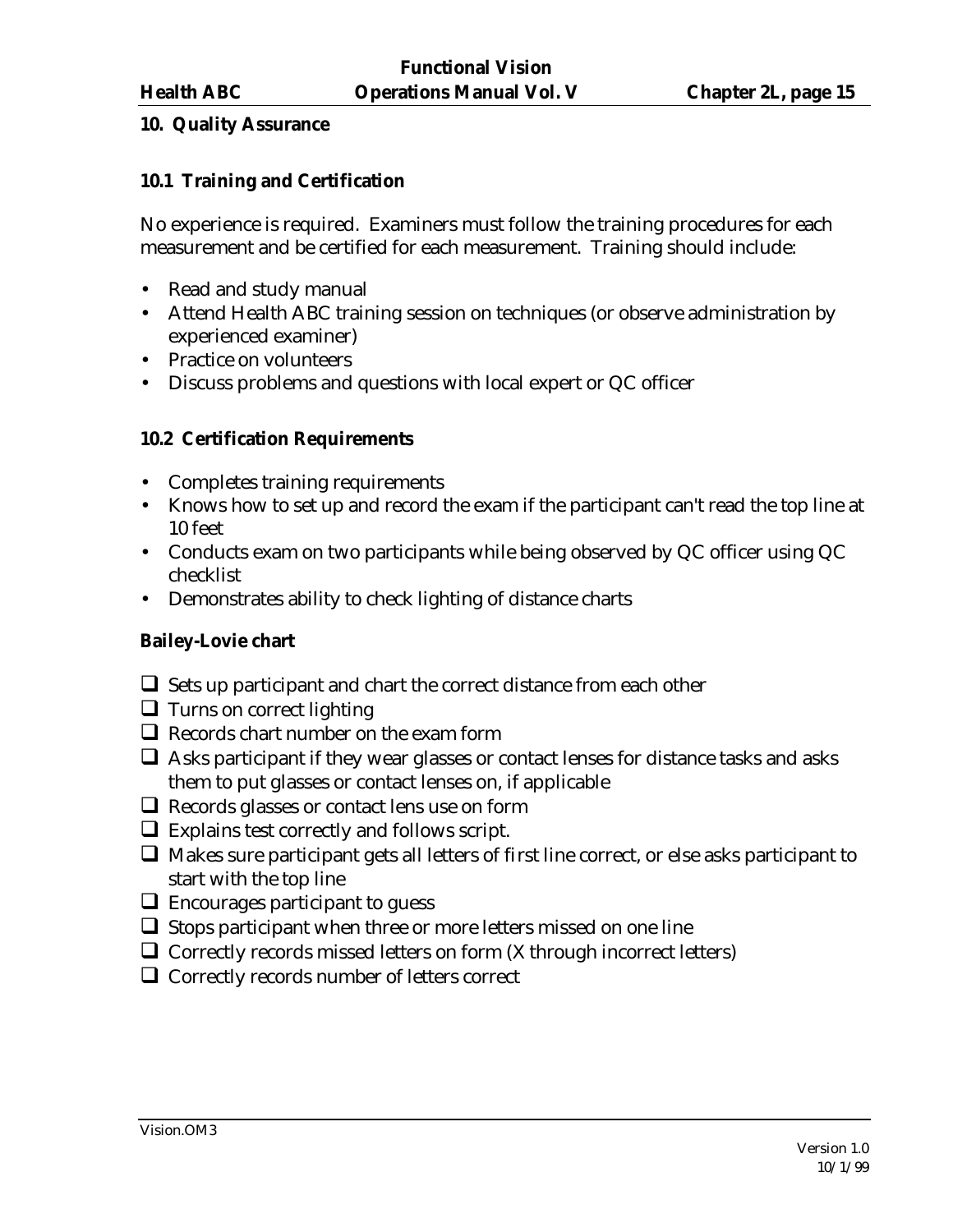## 10. Quality Assurance

### 10.1 Training and Certification

No experience is required. Examiners must follow the training procedures for each measurement and be certified for each measurement. Training should include:

- Read and study manual
- Attend Health ABC training session on techniques (or observe administration by experienced examiner)
- Practice on volunteers
- Discuss problems and questions with local expert or QC officer

### 10.2 Certification Requirements

- Completes training requirements
- Knows how to set up and record the exam if the participant can't read the top line at 10 feet
- Conducts exam on two participants while being observed by QC officer using QC checklist
- Demonstrates ability to check lighting of distance charts

**Bailey-Lovie chart**

- [ ] Sets up participant and chart the correct distance from each other
- [ ] Turns on correct lighting
- [ ] Records chart number on the exam form
- [ ] Asks participant if they wear glasses or contact lenses for distance tasks and asks them to put glasses or contact lenses on, if applicable
- [ ] Records glasses or contact lens use on form
- [ ] Explains test correctly and follows script.
- [ ] Makes sure participant gets all letters of first line correct, or else asks participant to start with the top line
- [ ] Encourages participant to guess
- [ ] Stops participant when three or more letters missed on one line
- [ ] Correctly records missed letters on form (X through incorrect letters)
- [ ] Correctly records number of letters correct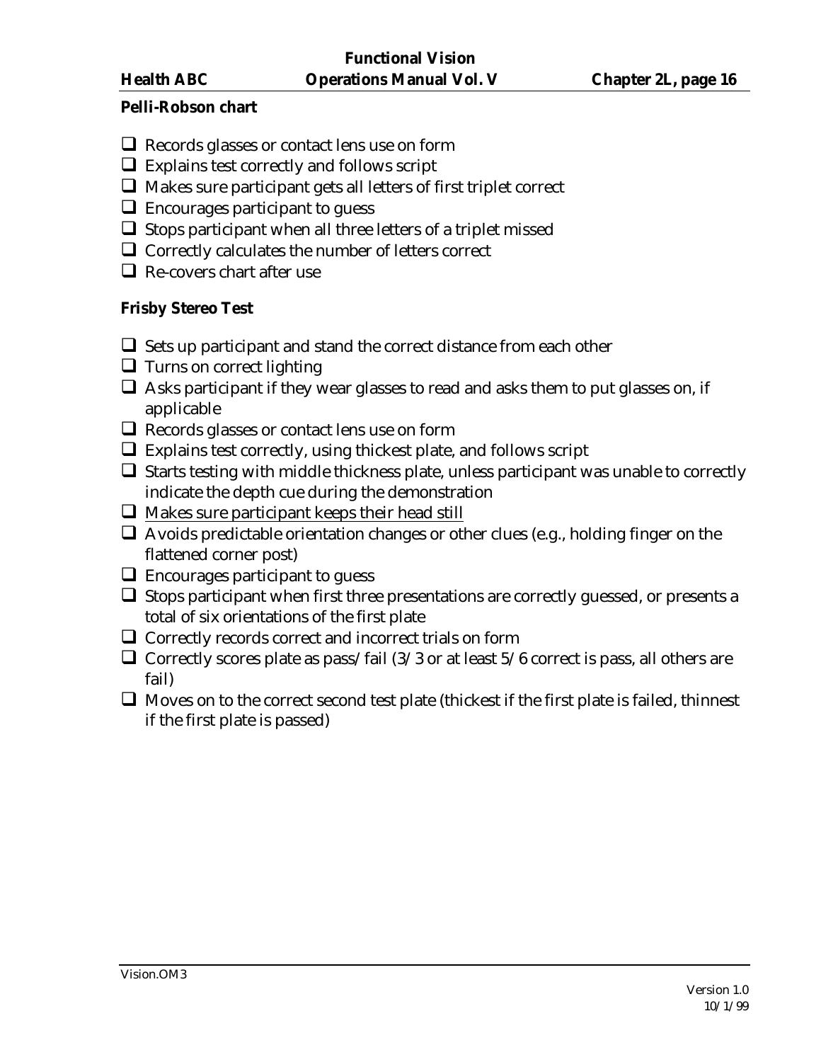**Pelli-Robson chart**

- [ ] Records glasses or contact lens use on form
- [ ] Explains test correctly and follows script
- [ ] Makes sure participant gets all letters of first triplet correct
- [ ] Encourages participant to guess
- [ ] Stops participant when all three letters of a triplet missed
- [ ] Correctly calculates the number of letters correct
- [ ] Re-covers chart after use

**Frisby Stereo Test**

- [ ] Sets up participant and stand the correct distance from each other
- [ ] Turns on correct lighting
- [ ] Asks participant if they wear glasses to read and asks them to put glasses on, if applicable
- [ ] Records glasses or contact lens use on form
- [ ] Explains test correctly, using thickest plate, and follows script
- [ ] Starts testing with middle thickness plate, unless participant was unable to correctly indicate the depth cue during the demonstration
- [ ] <u>Makes sure participant keeps their head still</u>
- [ ] Avoids predictable orientation changes or other clues (e.g., holding finger on the flattened corner post)
- [ ] Encourages participant to guess
- [ ] Stops participant when first three presentations are correctly guessed, or presents a total of six orientations of the first plate
- [ ] Correctly records correct and incorrect trials on form
- [ ] Correctly scores plate as pass/fail (3/3 or at least 5/6 correct is pass, all others are fail)
- [ ] Moves on to the correct second test plate (thickest if the first plate is failed, thinnest if the first plate is passed)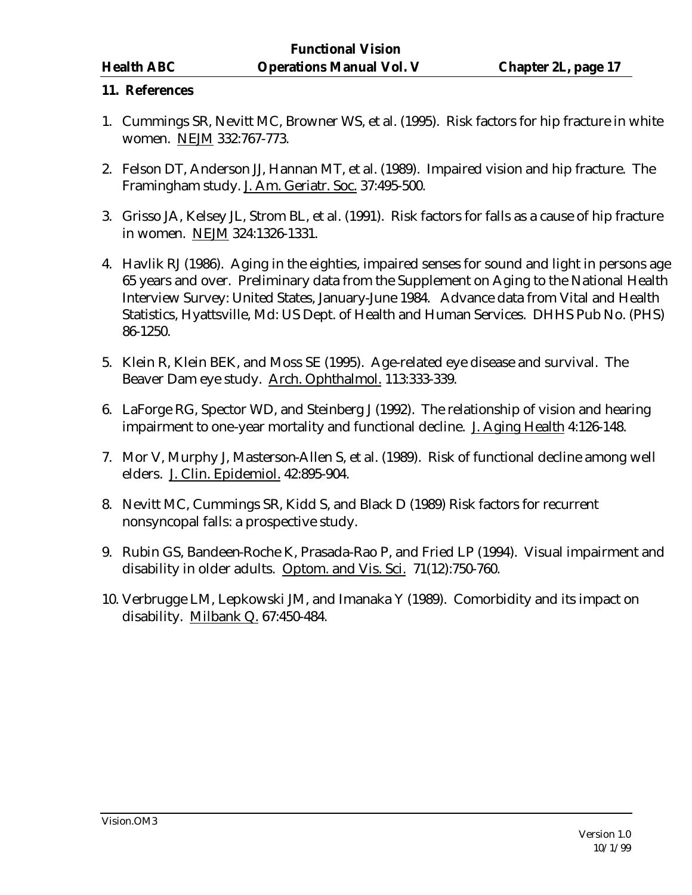## 11. References

1. Cummings SR, Nevitt MC, Browner WS, et al. (1995). Risk factors for hip fracture in white women. NEJM 332:767-773.

2. Felson DT, Anderson JJ, Hannan MT, et al. (1989). Impaired vision and hip fracture. The Framingham study. J. Am. Geriatr. Soc. 37:495-500.

3. Grisso JA, Kelsey JL, Strom BL, et al. (1991). Risk factors for falls as a cause of hip fracture in women. NEJM 324:1326-1331.

4. Havlik RJ (1986). Aging in the eighties, impaired senses for sound and light in persons age 65 years and over. Preliminary data from the Supplement on Aging to the National Health Interview Survey: United States, January-June 1984. Advance data from Vital and Health Statistics, Hyattsville, Md: US Dept. of Health and Human Services. DHHS Pub No. (PHS) 86-1250.

5. Klein R, Klein BEK, and Moss SE (1995). Age-related eye disease and survival. The Beaver Dam eye study. Arch. Ophthalmol. 113:333-339.

6. LaForge RG, Spector WD, and Steinberg J (1992). The relationship of vision and hearing impairment to one-year mortality and functional decline. J. Aging Health 4:126-148.

7. Mor V, Murphy J, Masterson-Allen S, et al. (1989). Risk of functional decline among well elders. J. Clin. Epidemiol. 42:895-904.

8. Nevitt MC, Cummings SR, Kidd S, and Black D (1989) Risk factors for recurrent nonsyncopal falls: a prospective study.

9. Rubin GS, Bandeen-Roche K, Prasada-Rao P, and Fried LP (1994). Visual impairment and disability in older adults. Optom. and Vis. Sci. 71(12):750-760.

10. Verbrugge LM, Lepkowski JM, and Imanaka Y (1989). Comorbidity and its impact on disability. Milbank Q. 67:450-484.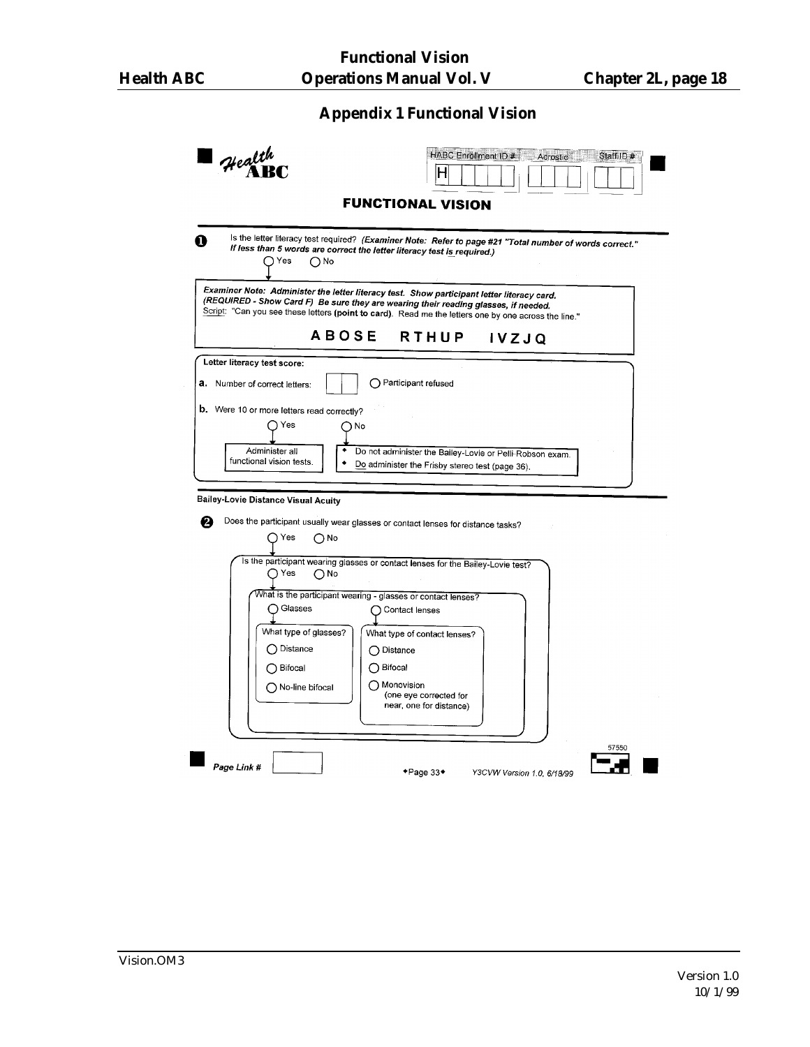## Appendix 1 Functional Vision

Health ABC

HABC Enrollment ID # H | Acrostic | Staff ID #

### FUNCTIONAL VISION

**1** Is the letter literacy test required? ***(Examiner Note: Refer to page #21 "Total number of words correct." If less than 5 words are correct the letter literacy test is required.)***

○ Yes ○ No

***Examiner Note: Administer the letter literacy test. Show participant letter literacy card. (REQUIRED - Show Card F) Be sure they are wearing their reading glasses, if needed.***
Script: "Can you see these letters **(point to card)**. Read me the letters one by one across the line."

**ABOSE RTHUP IVZJQ**

**Letter literacy test score:**

**a.** Number of correct letters: ☐☐ ○ Participant refused

**b.** Were 10 or more letters read correctly?

○ Yes → Administer all functional vision tests.

○ No →
- Do not administer the Bailey-Lovie or Pelli-Robson exam.
- Do administer the Frisby stereo test (page 36).

**Bailey-Lovie Distance Visual Acuity**

**2** Does the participant usually wear glasses or contact lenses for distance tasks?

○ Yes ○ No

Is the participant wearing glasses or contact lenses for the Bailey-Lovie test?

○ Yes ○ No

What is the participant wearing - glasses or contact lenses?

○ Glasses ○ Contact lenses

What type of glasses?
- ○ Distance
- ○ Bifocal
- ○ No-line bifocal

What type of contact lenses?
- ○ Distance
- ○ Bifocal
- ○ Monovision (one eye corrected for near, one for distance)

*Page Link #* ☐ ◆Page 33◆ *Y3CVW Version 1.0, 6/18/99* 57550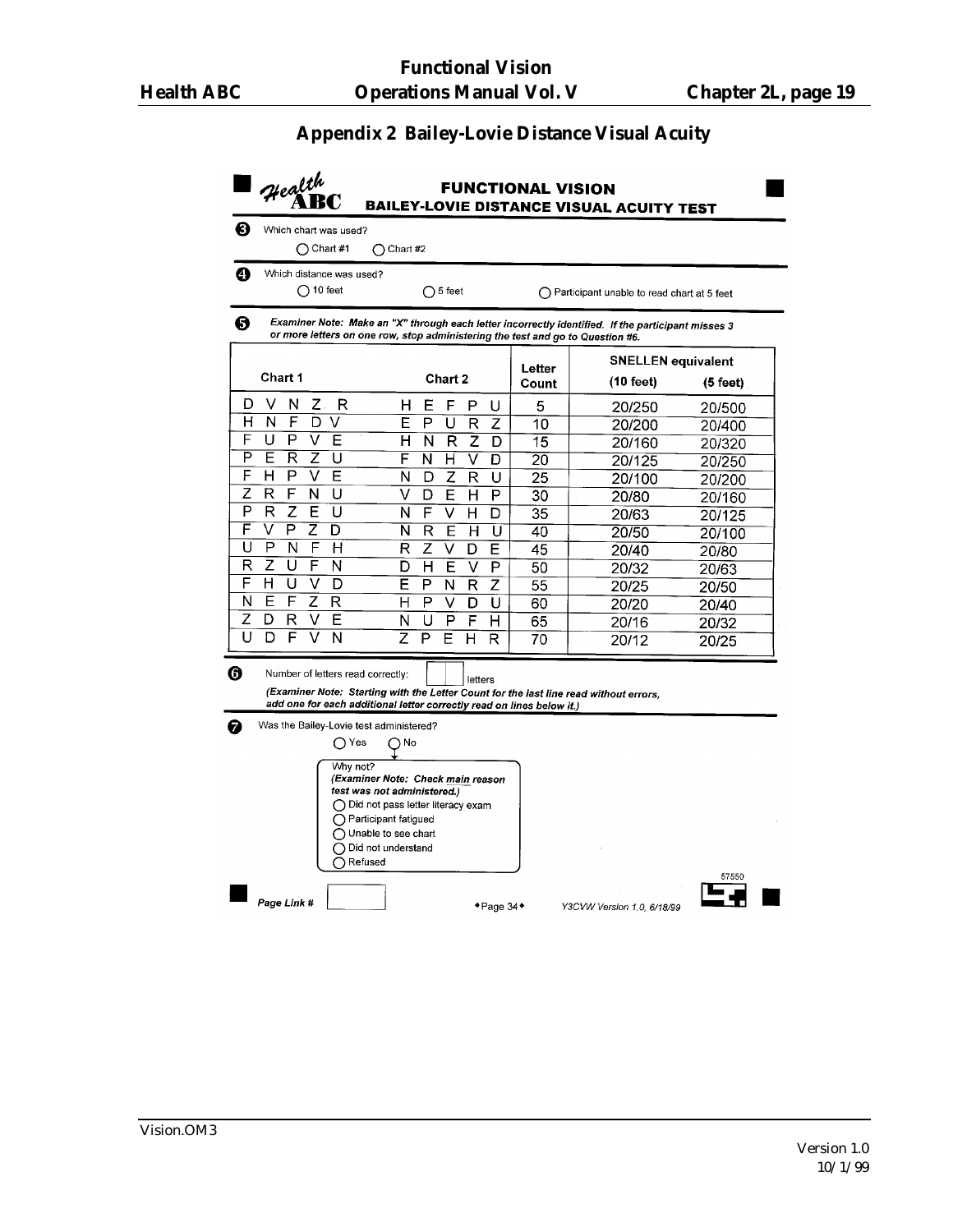## Appendix 2 Bailey-Lovie Distance Visual Acuity

**Health ABC**

**FUNCTIONAL VISION**
**BAILEY-LOVIE DISTANCE VISUAL ACUITY TEST**

**3** Which chart was used?

◯ Chart #1 ◯ Chart #2

**4** Which distance was used?

◯ 10 feet ◯ 5 feet ◯ Participant unable to read chart at 5 feet

**5** ***Examiner Note: Make an "X" through each letter incorrectly identified. If the participant misses 3 or more letters on one row, stop administering the test and go to Question #6.***

| Chart 1 | Chart 2 | Letter Count | SNELLEN equivalent (10 feet) | SNELLEN equivalent (5 feet) |
|---|---|---|---|---|
| D V N Z R | H E F P U | 5 | 20/250 | 20/500 |
| H N F D V | E P U R Z | 10 | 20/200 | 20/400 |
| F U P V E | H N R Z D | 15 | 20/160 | 20/320 |
| P E R Z U | F N H V D | 20 | 20/125 | 20/250 |
| F H P V E | N D Z R U | 25 | 20/100 | 20/200 |
| Z R F N U | V D E H P | 30 | 20/80 | 20/160 |
| P R Z E U | N F V H D | 35 | 20/63 | 20/125 |
| F V P Z D | N R E H U | 40 | 20/50 | 20/100 |
| U P N F H | R Z V D E | 45 | 20/40 | 20/80 |
| R Z U F N | D H E V P | 50 | 20/32 | 20/63 |
| F H U V D | E P N R Z | 55 | 20/25 | 20/50 |
| N E F Z R | H P V D U | 60 | 20/20 | 20/40 |
| Z D R V E | N U P F H | 65 | 20/16 | 20/32 |
| U D F V N | Z P E H R | 70 | 20/12 | 20/25 |

**6** Number of letters read correctly: ____ letters

***(Examiner Note: Starting with the Letter Count for the last line read without errors, add one for each additional letter correctly read on lines below it.)***

**7** Was the Bailey-Lovie test administered?

◯ Yes ◯ No

Why not?
***(Examiner Note: Check main reason test was not administered.)***

◯ Did not pass letter literacy exam
◯ Participant fatigued
◯ Unable to see chart
◯ Did not understand
◯ Refused

57550

*Page Link #* ____ ◆Page 34◆ *Y3CVW Version 1.0, 6/18/99*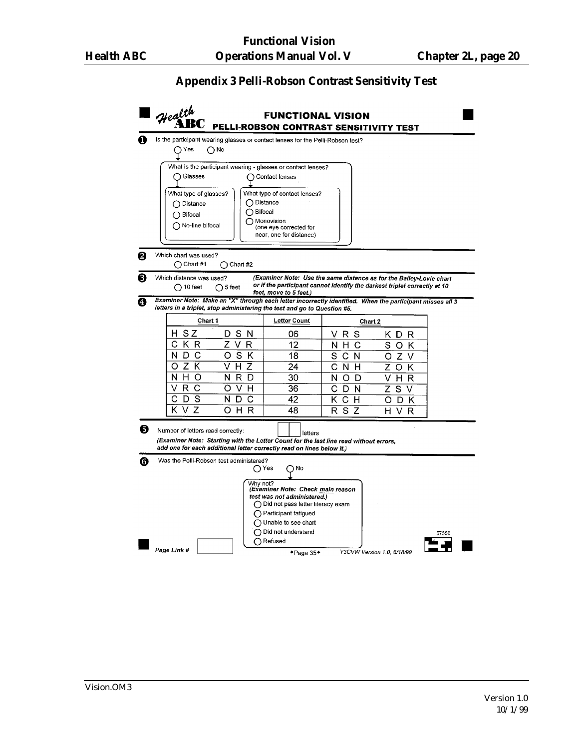# Appendix 3 Pelli-Robson Contrast Sensitivity Test

## Health ABC FUNCTIONAL VISION PELLI-ROBSON CONTRAST SENSITIVITY TEST

**1** Is the participant wearing glasses or contact lenses for the Pelli-Robson test?

- ○ Yes
- ○ No

What is the participant wearing - glasses or contact lenses?

- ○ Glasses
- ○ Contact lenses

What type of glasses?

- ○ Distance
- ○ Bifocal
- ○ No-line bifocal

What type of contact lenses?

- ○ Distance
- ○ Bifocal
- ○ Monovision (one eye corrected for near, one for distance)

**2** Which chart was used?

- ○ Chart #1
- ○ Chart #2

**3** Which distance was used?

- ○ 10 feet
- ○ 5 feet

***(Examiner Note: Use the same distance as for the Bailey-Lovie chart or if the participant cannot identify the darkest triplet correctly at 10 feet, move to 5 feet.)***

**4** ***Examiner Note: Make an "X" through each letter incorrectly identified. When the participant misses all 3 letters in a triplet, stop administering the test and go to Question #5.***

| Chart 1 | | Letter Count | Chart 2 | |
|---|---|---|---|---|
| H S Z | D S N | 06 | V R S | K D R |
| C K R | Z V R | 12 | N H C | S O K |
| N D C | O S K | 18 | S C N | O Z V |
| O Z K | V H Z | 24 | C N H | Z O K |
| N H O | N R D | 30 | N O D | V H R |
| V R C | O V H | 36 | C D N | Z S V |
| C D S | N D C | 42 | K C H | O D K |
| K V Z | O H R | 48 | R S Z | H V R |

**5** Number of letters read correctly: [ | ] letters

***(Examiner Note: Starting with the Letter Count for the last line read without errors, add one for each additional letter correctly read on lines below it.)***

**6** Was the Pelli-Robson test administered?

- ○ Yes
- ○ No

Why not? ***(Examiner Note: Check main reason test was not administered.)***

- ○ Did not pass letter literacy exam
- ○ Participant fatigued
- ○ Unable to see chart
- ○ Did not understand
- ○ Refused

*Page Link #* [ ]

◆Page 35◆ *Y3CVW Version 1.0, 6/18/99*

57550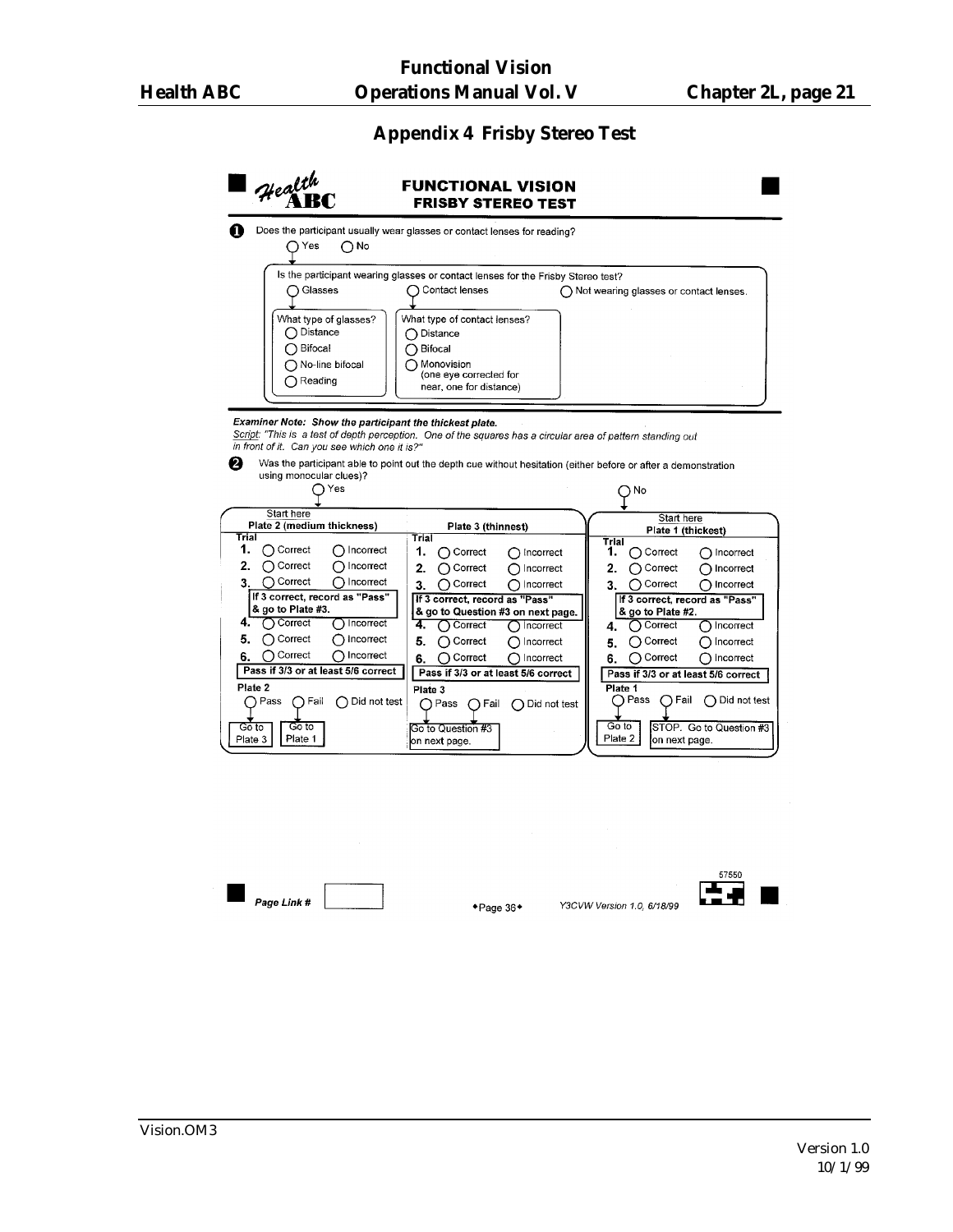## Appendix 4 Frisby Stereo Test

**Health ABC**

**FUNCTIONAL VISION**
**FRISBY STEREO TEST**

**1** Does the participant usually wear glasses or contact lenses for reading?

○ Yes ○ No

Is the participant wearing glasses or contact lenses for the Frisby Stereo test?

○ Glasses ○ Contact lenses ○ Not wearing glasses or contact lenses.

What type of glasses?
- ○ Distance
- ○ Bifocal
- ○ No-line bifocal
- ○ Reading

What type of contact lenses?
- ○ Distance
- ○ Bifocal
- ○ Monovision (one eye corrected for near, one for distance)

***Examiner Note: Show the participant the thickest plate.***

*Script: "This is a test of depth perception. One of the squares has a circular area of pattern standing out in front of it. Can you see which one it is?"*

**2** Was the participant able to point out the depth cue without hesitation (either before or after a demonstration using monocular clues)?

○ Yes ○ No

| Start here **Plate 2 (medium thickness)** | **Plate 3 (thinnest)** | Start here **Plate 1 (thickest)** |
|---|---|---|
| **Trial** | **Trial** | **Trial** |
| **1.** ○ Correct ○ Incorrect | **1.** ○ Correct ○ Incorrect | **1.** ○ Correct ○ Incorrect |
| **2.** ○ Correct ○ Incorrect | **2.** ○ Correct ○ Incorrect | **2.** ○ Correct ○ Incorrect |
| **3.** ○ Correct ○ Incorrect | **3.** ○ Correct ○ Incorrect | **3.** ○ Correct ○ Incorrect |
| **If 3 correct, record as "Pass" & go to Plate #3.** | **If 3 correct, record as "Pass" & go to Question #3 on next page.** | **If 3 correct, record as "Pass" & go to Plate #2.** |
| **4.** ○ Correct ○ Incorrect | **4.** ○ Correct ○ Incorrect | **4.** ○ Correct ○ Incorrect |
| **5.** ○ Correct ○ Incorrect | **5.** ○ Correct ○ Incorrect | **5.** ○ Correct ○ Incorrect |
| **6.** ○ Correct ○ Incorrect | **6.** ○ Correct ○ Incorrect | **6.** ○ Correct ○ Incorrect |
| **Pass if 3/3 or at least 5/6 correct** | **Pass if 3/3 or at least 5/6 correct** | **Pass if 3/3 or at least 5/6 correct** |
| Plate 2: ○ Pass ○ Fail ○ Did not test | Plate 3: ○ Pass ○ Fail ○ Did not test | Plate 1: ○ Pass ○ Fail ○ Did not test |
| Pass → Go to Plate 3; Fail → Go to Plate 1 | Go to Question #3 on next page. | Pass → Go to Plate 2; Fail → STOP. Go to Question #3 on next page. |

*Page Link #* ________

Y3CVW Version 1.0, 6/18/99

57550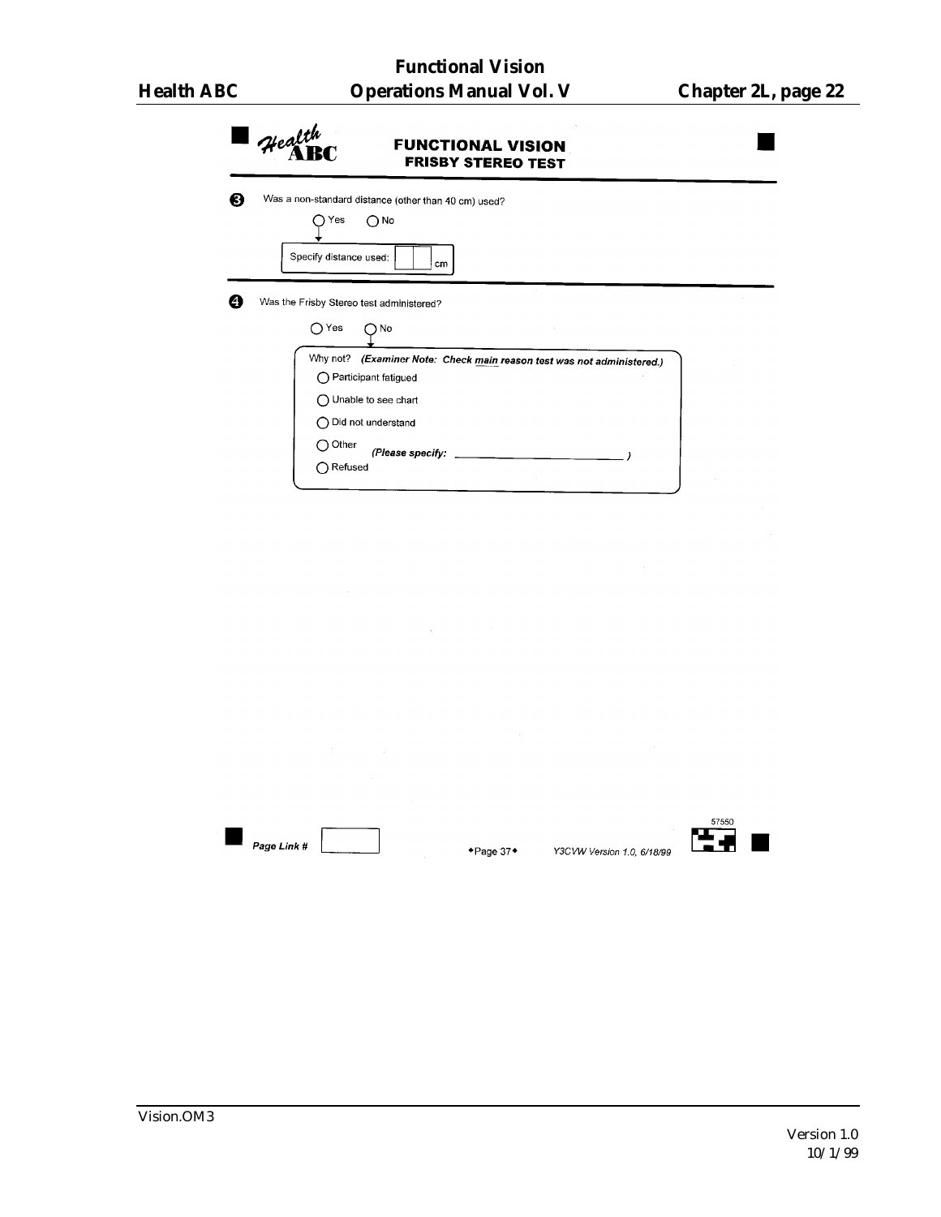# Health ABC

## FUNCTIONAL VISION
### FRISBY STEREO TEST

**3** Was a non-standard distance (other than 40 cm) used?

○ Yes ○ No

↓

Specify distance used: [ ][ ] cm

---

**4** Was the Frisby Stereo test administered?

○ Yes ○ No

↓

Why not? ***(Examiner Note: Check main reason test was not administered.)***

○ Participant fatigued

○ Unable to see chart

○ Did not understand

○ Other ***(Please specify:*** ______________________ ***)***

○ Refused

***Page Link #*** [ ]

◆Page 37◆

*Y3CVW Version 1.0, 6/18/99*

57550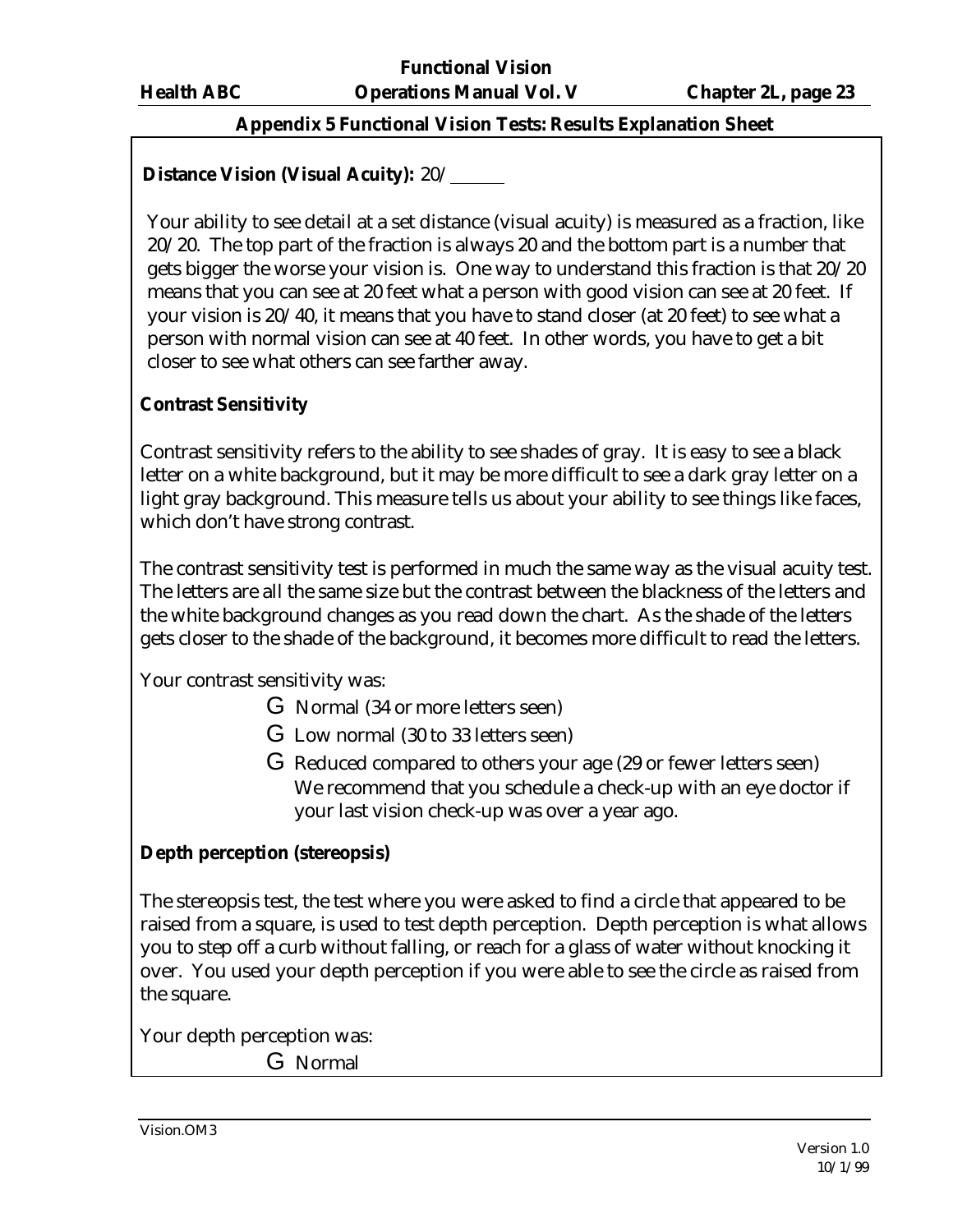## Appendix 5 Functional Vision Tests: Results Explanation Sheet

**Distance Vision (Visual Acuity):** 20/ \_\_\_\_\_\_

Your ability to see detail at a set distance (visual acuity) is measured as a fraction, like 20/20. The top part of the fraction is always 20 and the bottom part is a number that gets bigger the worse your vision is. One way to understand this fraction is that 20/20 means that you can see at 20 feet what a person with good vision can see at 20 feet. If your vision is 20/40, it means that you have to stand closer (at 20 feet) to see what a person with normal vision can see at 40 feet. In other words, you have to get a bit closer to see what others can see farther away.

**Contrast Sensitivity**

Contrast sensitivity refers to the ability to see shades of gray. It is easy to see a black letter on a white background, but it may be more difficult to see a dark gray letter on a light gray background. This measure tells us about your ability to see things like faces, which don't have strong contrast.

The contrast sensitivity test is performed in much the same way as the visual acuity test. The letters are all the same size but the contrast between the blackness of the letters and the white background changes as you read down the chart. As the shade of the letters gets closer to the shade of the background, it becomes more difficult to read the letters.

Your contrast sensitivity was:

- ☐ Normal (34 or more letters seen)
- ☐ Low normal (30 to 33 letters seen)
- ☐ Reduced compared to others your age (29 or fewer letters seen) We recommend that you schedule a check-up with an eye doctor if your last vision check-up was over a year ago.

**Depth perception (stereopsis)**

The stereopsis test, the test where you were asked to find a circle that appeared to be raised from a square, is used to test depth perception. Depth perception is what allows you to step off a curb without falling, or reach for a glass of water without knocking it over. You used your depth perception if you were able to see the circle as raised from the square.

Your depth perception was:

- ☐ Normal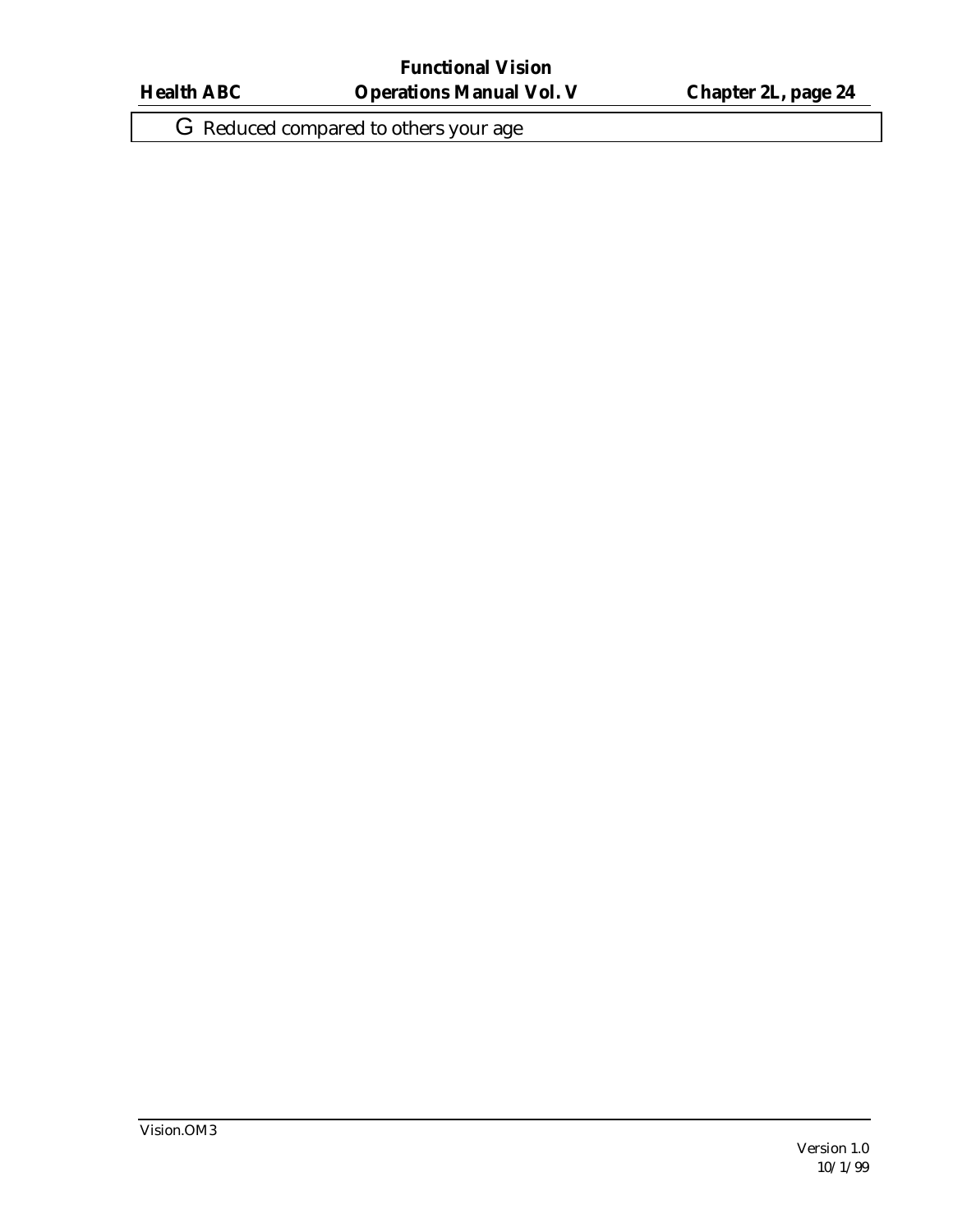G Reduced compared to others your age